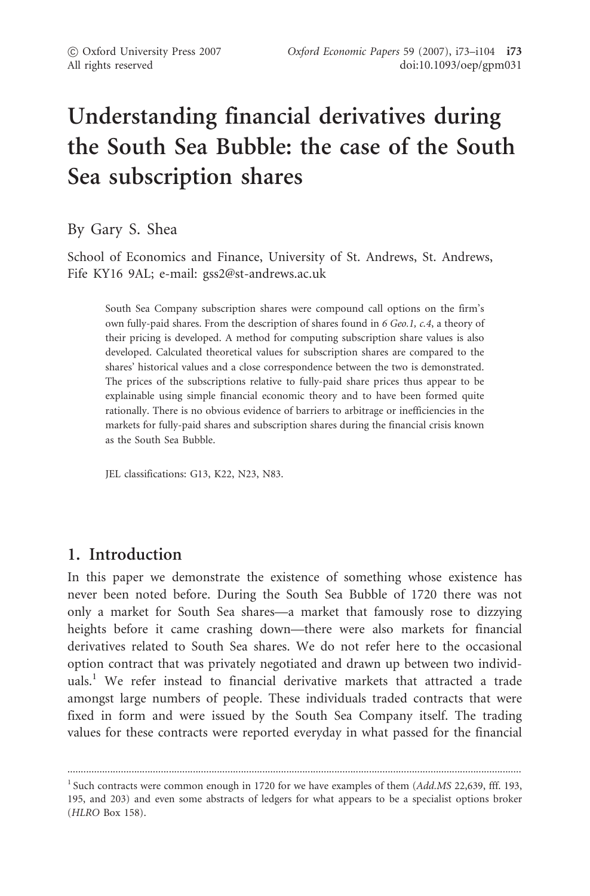# Understanding financial derivatives during the South Sea Bubble: the case of the South Sea subscription shares

By Gary S. Shea

School of Economics and Finance, University of St. Andrews, St. Andrews, Fife KY16 9AL; e-mail: gss2@st-andrews.ac.uk

South Sea Company subscription shares were compound call options on the firm's own fully-paid shares. From the description of shares found in *6 Geo.1, c.4*, a theory of their pricing is developed. A method for computing subscription share values is also developed. Calculated theoretical values for subscription shares are compared to the shares' historical values and a close correspondence between the two is demonstrated. The prices of the subscriptions relative to fully-paid share prices thus appear to be explainable using simple financial economic theory and to have been formed quite rationally. There is no obvious evidence of barriers to arbitrage or inefficiencies in the markets for fully-paid shares and subscription shares during the financial crisis known as the South Sea Bubble.

JEL classifications: G13, K22, N23, N83.

## 1. Introduction

In this paper we demonstrate the existence of something whose existence has never been noted before. During the South Sea Bubble of 1720 there was not only a market for South Sea shares—a market that famously rose to dizzying heights before it came crashing down—there were also markets for financial derivatives related to South Sea shares. We do not refer here to the occasional option contract that was privately negotiated and drawn up between two individuals.[1] We refer instead to financial derivative markets that attracted a trade amongst large numbers of people. These individuals traded contracts that were fixed in form and were issued by the South Sea Company itself. The trading values for these contracts were reported everyday in what passed for the financial

[1] Such contracts were common enough in 1720 for we have examples of them (*Add.MS* 22,639, fff. 193, 195, and 203) and even some abstracts of ledgers for what appears to be a specialist options broker (*HLRO* Box 158).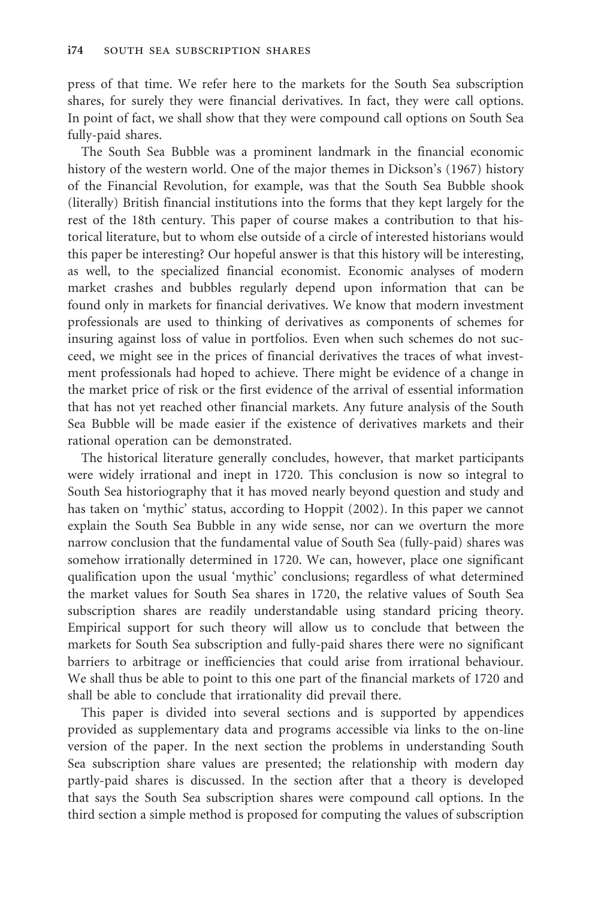press of that time. We refer here to the markets for the South Sea subscription shares, for surely they were financial derivatives. In fact, they were call options. In point of fact, we shall show that they were compound call options on South Sea fully-paid shares.

The South Sea Bubble was a prominent landmark in the financial economic history of the western world. One of the major themes in Dickson's (1967) history of the Financial Revolution, for example, was that the South Sea Bubble shook (literally) British financial institutions into the forms that they kept largely for the rest of the 18th century. This paper of course makes a contribution to that historical literature, but to whom else outside of a circle of interested historians would this paper be interesting? Our hopeful answer is that this history will be interesting, as well, to the specialized financial economist. Economic analyses of modern market crashes and bubbles regularly depend upon information that can be found only in markets for financial derivatives. We know that modern investment professionals are used to thinking of derivatives as components of schemes for insuring against loss of value in portfolios. Even when such schemes do not succeed, we might see in the prices of financial derivatives the traces of what investment professionals had hoped to achieve. There might be evidence of a change in the market price of risk or the first evidence of the arrival of essential information that has not yet reached other financial markets. Any future analysis of the South Sea Bubble will be made easier if the existence of derivatives markets and their rational operation can be demonstrated.

The historical literature generally concludes, however, that market participants were widely irrational and inept in 1720. This conclusion is now so integral to South Sea historiography that it has moved nearly beyond question and study and has taken on 'mythic' status, according to Hoppit (2002). In this paper we cannot explain the South Sea Bubble in any wide sense, nor can we overturn the more narrow conclusion that the fundamental value of South Sea (fully-paid) shares was somehow irrationally determined in 1720. We can, however, place one significant qualification upon the usual 'mythic' conclusions; regardless of what determined the market values for South Sea shares in 1720, the relative values of South Sea subscription shares are readily understandable using standard pricing theory. Empirical support for such theory will allow us to conclude that between the markets for South Sea subscription and fully-paid shares there were no significant barriers to arbitrage or inefficiencies that could arise from irrational behaviour. We shall thus be able to point to this one part of the financial markets of 1720 and shall be able to conclude that irrationality did prevail there.

This paper is divided into several sections and is supported by appendices provided as supplementary data and programs accessible via links to the on-line version of the paper. In the next section the problems in understanding South Sea subscription share values are presented; the relationship with modern day partly-paid shares is discussed. In the section after that a theory is developed that says the South Sea subscription shares were compound call options. In the third section a simple method is proposed for computing the values of subscription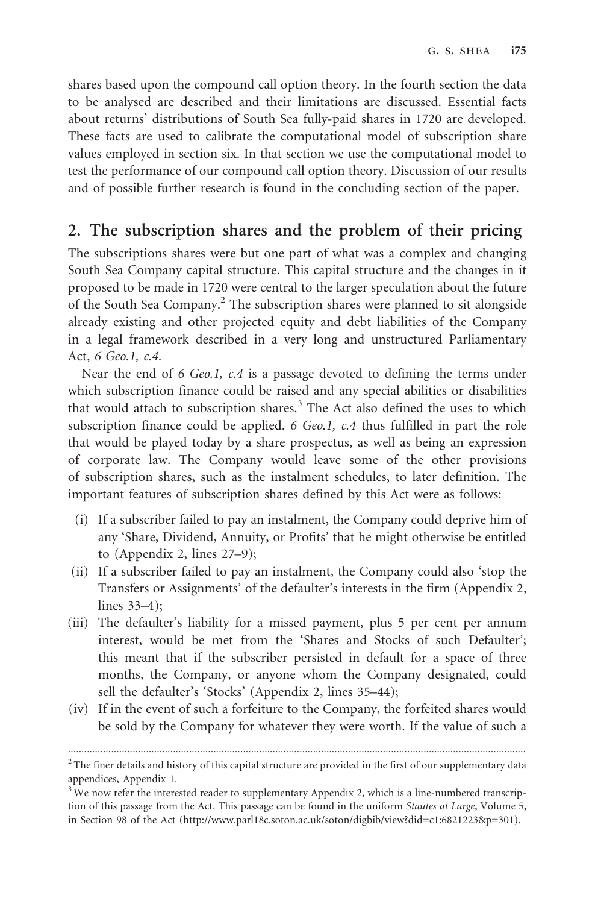shares based upon the compound call option theory. In the fourth section the data to be analysed are described and their limitations are discussed. Essential facts about returns' distributions of South Sea fully-paid shares in 1720 are developed. These facts are used to calibrate the computational model of subscription share values employed in section six. In that section we use the computational model to test the performance of our compound call option theory. Discussion of our results and of possible further research is found in the concluding section of the paper.

## 2. The subscription shares and the problem of their pricing

The subscriptions shares were but one part of what was a complex and changing South Sea Company capital structure. This capital structure and the changes in it proposed to be made in 1720 were central to the larger speculation about the future of the South Sea Company.[2] The subscription shares were planned to sit alongside already existing and other projected equity and debt liabilities of the Company in a legal framework described in a very long and unstructured Parliamentary Act, *6 Geo.1, c.4*.

Near the end of *6 Geo.1, c.4* is a passage devoted to defining the terms under which subscription finance could be raised and any special abilities or disabilities that would attach to subscription shares.[3] The Act also defined the uses to which subscription finance could be applied. *6 Geo.1, c.4* thus fulfilled in part the role that would be played today by a share prospectus, as well as being an expression of corporate law. The Company would leave some of the other provisions of subscription shares, such as the instalment schedules, to later definition. The important features of subscription shares defined by this Act were as follows:

- (i) If a subscriber failed to pay an instalment, the Company could deprive him of any 'Share, Dividend, Annuity, or Profits' that he might otherwise be entitled to (Appendix 2, lines 27–9);
- (ii) If a subscriber failed to pay an instalment, the Company could also 'stop the Transfers or Assignments' of the defaulter's interests in the firm (Appendix 2, lines 33–4);
- (iii) The defaulter's liability for a missed payment, plus 5 per cent per annum interest, would be met from the 'Shares and Stocks of such Defaulter'; this meant that if the subscriber persisted in default for a space of three months, the Company, or anyone whom the Company designated, could sell the defaulter's 'Stocks' (Appendix 2, lines 35–44);
- (iv) If in the event of such a forfeiture to the Company, the forfeited shares would be sold by the Company for whatever they were worth. If the value of such a

---

[2] The finer details and history of this capital structure are provided in the first of our supplementary data appendices, Appendix 1.

[3] We now refer the interested reader to supplementary Appendix 2, which is a line-numbered transcription of this passage from the Act. This passage can be found in the uniform *Stautes at Large*, Volume 5, in Section 98 of the Act (http://www.parl18c.soton.ac.uk/soton/digbib/view?did=c1:6821223&p=301).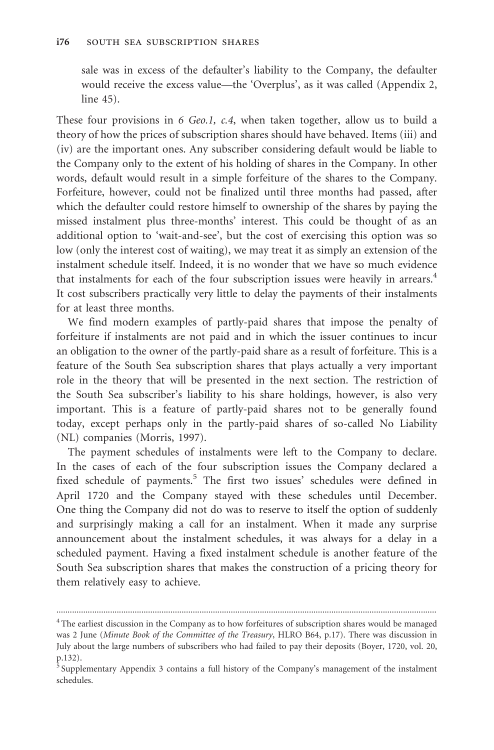sale was in excess of the defaulter's liability to the Company, the defaulter would receive the excess value—the 'Overplus', as it was called (Appendix 2, line 45).

These four provisions in *6 Geo.1, c.4*, when taken together, allow us to build a theory of how the prices of subscription shares should have behaved. Items (iii) and (iv) are the important ones. Any subscriber considering default would be liable to the Company only to the extent of his holding of shares in the Company. In other words, default would result in a simple forfeiture of the shares to the Company. Forfeiture, however, could not be finalized until three months had passed, after which the defaulter could restore himself to ownership of the shares by paying the missed instalment plus three-months' interest. This could be thought of as an additional option to 'wait-and-see', but the cost of exercising this option was so low (only the interest cost of waiting), we may treat it as simply an extension of the instalment schedule itself. Indeed, it is no wonder that we have so much evidence that instalments for each of the four subscription issues were heavily in arrears.[4] It cost subscribers practically very little to delay the payments of their instalments for at least three months.

We find modern examples of partly-paid shares that impose the penalty of forfeiture if instalments are not paid and in which the issuer continues to incur an obligation to the owner of the partly-paid share as a result of forfeiture. This is a feature of the South Sea subscription shares that plays actually a very important role in the theory that will be presented in the next section. The restriction of the South Sea subscriber's liability to his share holdings, however, is also very important. This is a feature of partly-paid shares not to be generally found today, except perhaps only in the partly-paid shares of so-called No Liability (NL) companies (Morris, 1997).

The payment schedules of instalments were left to the Company to declare. In the cases of each of the four subscription issues the Company declared a fixed schedule of payments.[5] The first two issues' schedules were defined in April 1720 and the Company stayed with these schedules until December. One thing the Company did not do was to reserve to itself the option of suddenly and surprisingly making a call for an instalment. When it made any surprise announcement about the instalment schedules, it was always for a delay in a scheduled payment. Having a fixed instalment schedule is another feature of the South Sea subscription shares that makes the construction of a pricing theory for them relatively easy to achieve.

---

[4] The earliest discussion in the Company as to how forfeitures of subscription shares would be managed was 2 June (*Minute Book of the Committee of the Treasury*, HLRO B64, p.17). There was discussion in July about the large numbers of subscribers who had failed to pay their deposits (Boyer, 1720, vol. 20, p.132).

[5] Supplementary Appendix 3 contains a full history of the Company's management of the instalment schedules.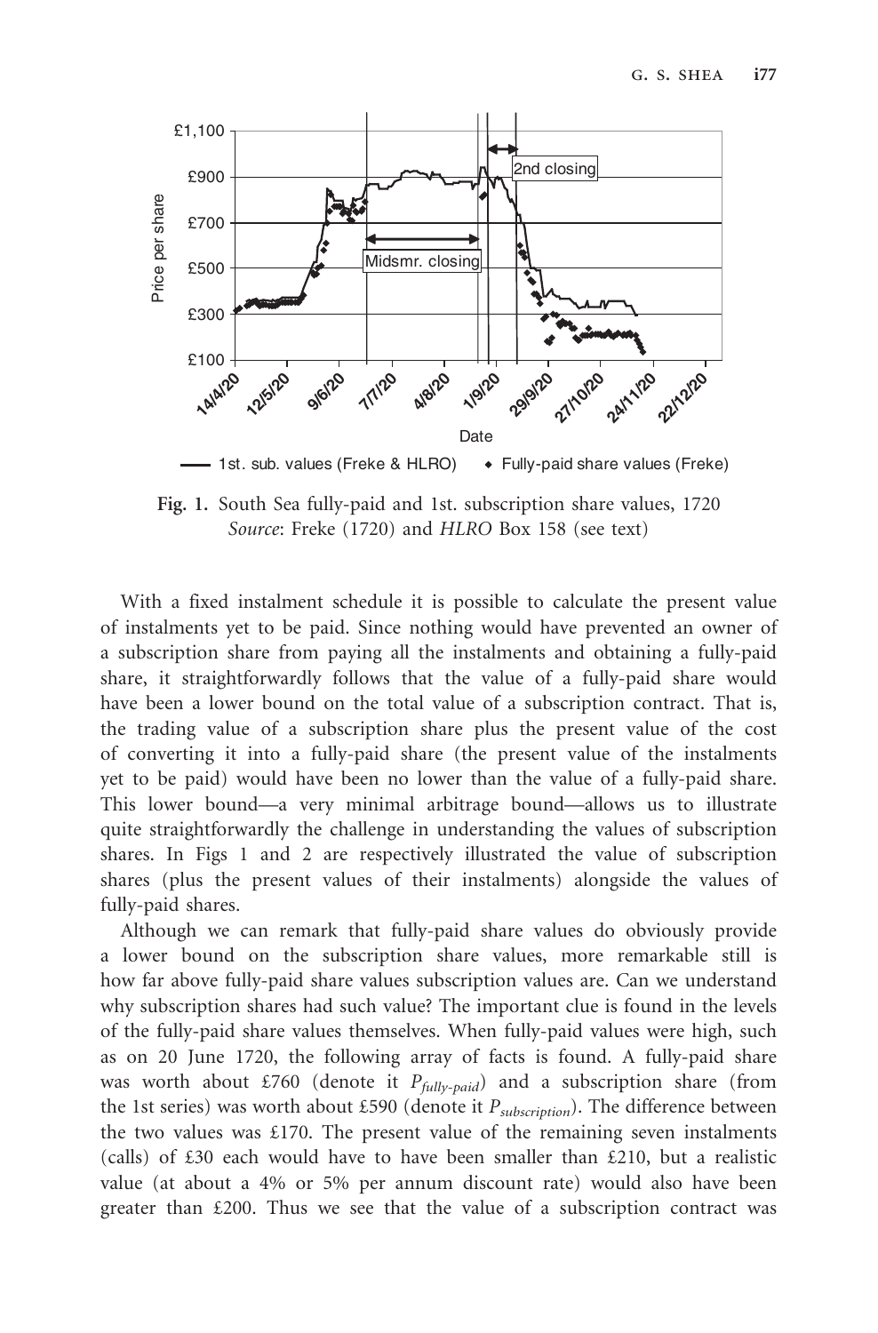Fig. 1. South Sea fully-paid and 1st. subscription share values, 1720
*Source*: Freke (1720) and *HLRO* Box 158 (see text)

With a fixed instalment schedule it is possible to calculate the present value of instalments yet to be paid. Since nothing would have prevented an owner of a subscription share from paying all the instalments and obtaining a fully-paid share, it straightforwardly follows that the value of a fully-paid share would have been a lower bound on the total value of a subscription contract. That is, the trading value of a subscription share plus the present value of the cost of converting it into a fully-paid share (the present value of the instalments yet to be paid) would have been no lower than the value of a fully-paid share. This lower bound—a very minimal arbitrage bound—allows us to illustrate quite straightforwardly the challenge in understanding the values of subscription shares. In Figs 1 and 2 are respectively illustrated the value of subscription shares (plus the present values of their instalments) alongside the values of fully-paid shares.

Although we can remark that fully-paid share values do obviously provide a lower bound on the subscription share values, more remarkable still is how far above fully-paid share values subscription values are. Can we understand why subscription shares had such value? The important clue is found in the levels of the fully-paid share values themselves. When fully-paid values were high, such as on 20 June 1720, the following array of facts is found. A fully-paid share was worth about £760 (denote it $P_{fully\text{-}paid}$) and a subscription share (from the 1st series) was worth about £590 (denote it $P_{subscription}$). The difference between the two values was £170. The present value of the remaining seven instalments (calls) of £30 each would have to have been smaller than £210, but a realistic value (at about a 4% or 5% per annum discount rate) would also have been greater than £200. Thus we see that the value of a subscription contract was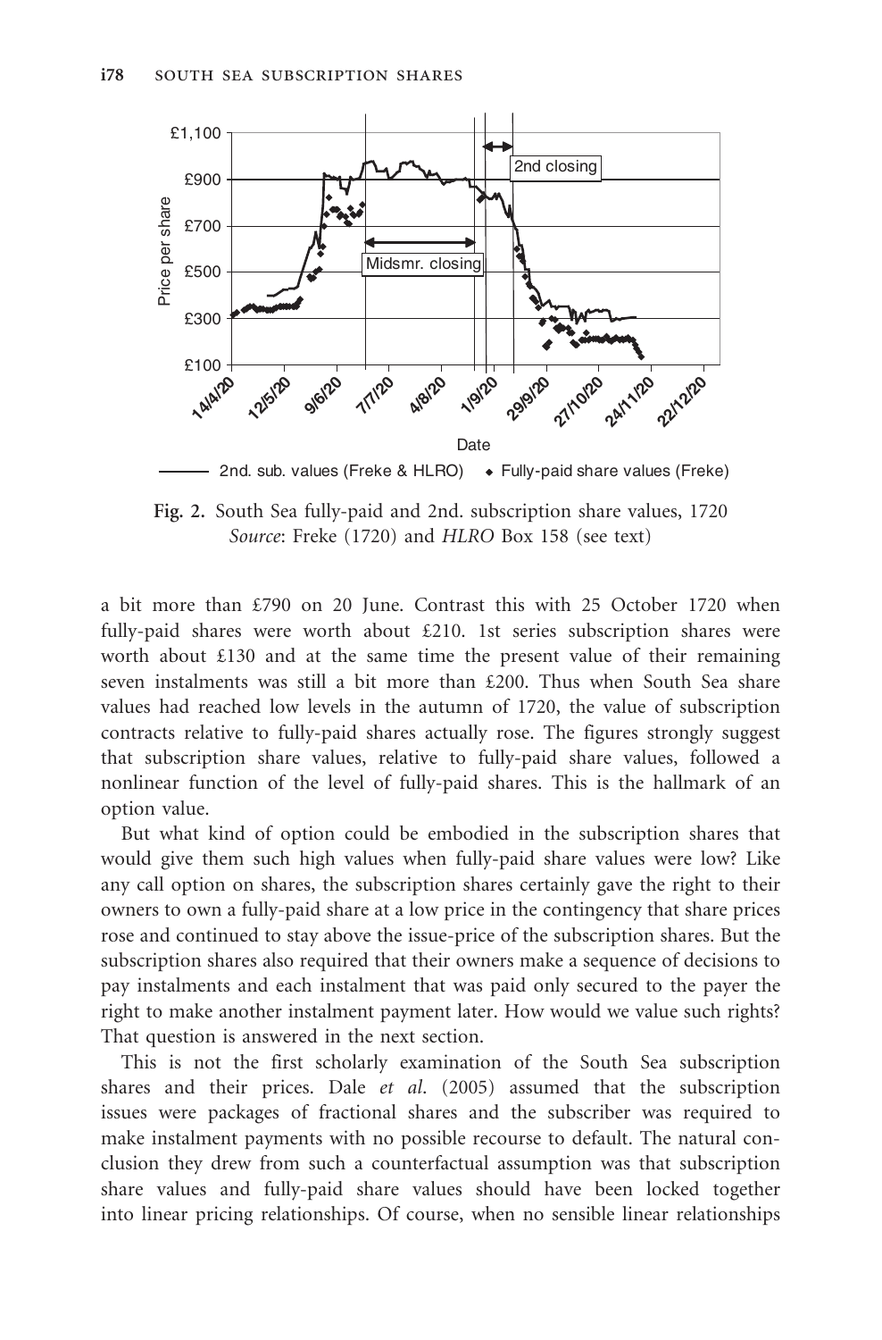**Fig. 2.** South Sea fully-paid and 2nd. subscription share values, 1720
*Source*: Freke (1720) and *HLRO* Box 158 (see text)

a bit more than £790 on 20 June. Contrast this with 25 October 1720 when fully-paid shares were worth about £210. 1st series subscription shares were worth about £130 and at the same time the present value of their remaining seven instalments was still a bit more than £200. Thus when South Sea share values had reached low levels in the autumn of 1720, the value of subscription contracts relative to fully-paid shares actually rose. The figures strongly suggest that subscription share values, relative to fully-paid share values, followed a nonlinear function of the level of fully-paid shares. This is the hallmark of an option value.

But what kind of option could be embodied in the subscription shares that would give them such high values when fully-paid share values were low? Like any call option on shares, the subscription shares certainly gave the right to their owners to own a fully-paid share at a low price in the contingency that share prices rose and continued to stay above the issue-price of the subscription shares. But the subscription shares also required that their owners make a sequence of decisions to pay instalments and each instalment that was paid only secured to the payer the right to make another instalment payment later. How would we value such rights? That question is answered in the next section.

This is not the first scholarly examination of the South Sea subscription shares and their prices. Dale *et al.* (2005) assumed that the subscription issues were packages of fractional shares and the subscriber was required to make instalment payments with no possible recourse to default. The natural conclusion they drew from such a counterfactual assumption was that subscription share values and fully-paid share values should have been locked together into linear pricing relationships. Of course, when no sensible linear relationships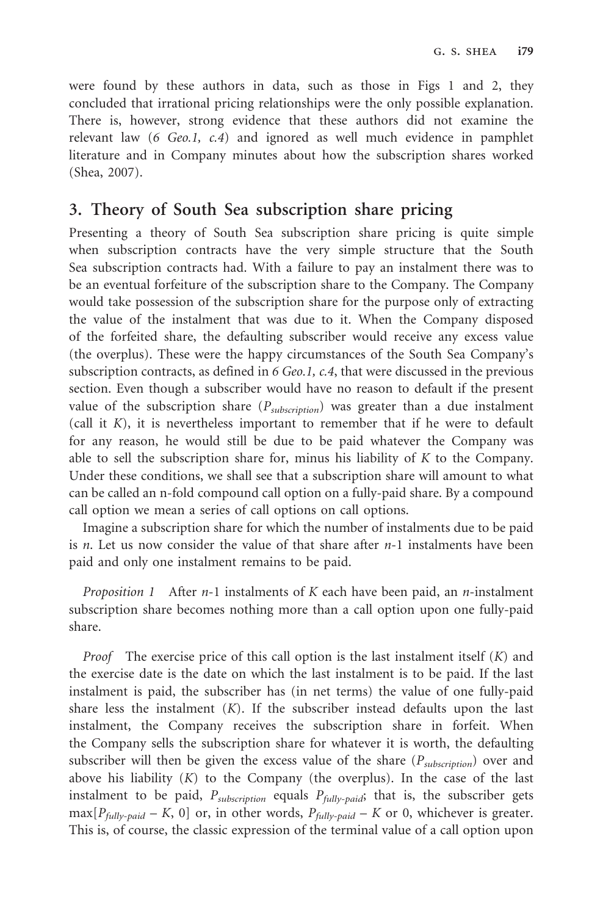were found by these authors in data, such as those in Figs 1 and 2, they concluded that irrational pricing relationships were the only possible explanation. There is, however, strong evidence that these authors did not examine the relevant law (*6 Geo.1, c.4*) and ignored as well much evidence in pamphlet literature and in Company minutes about how the subscription shares worked (Shea, 2007).

## 3. Theory of South Sea subscription share pricing

Presenting a theory of South Sea subscription share pricing is quite simple when subscription contracts have the very simple structure that the South Sea subscription contracts had. With a failure to pay an instalment there was to be an eventual forfeiture of the subscription share to the Company. The Company would take possession of the subscription share for the purpose only of extracting the value of the instalment that was due to it. When the Company disposed of the forfeited share, the defaulting subscriber would receive any excess value (the overplus). These were the happy circumstances of the South Sea Company's subscription contracts, as defined in *6 Geo.1, c.4*, that were discussed in the previous section. Even though a subscriber would have no reason to default if the present value of the subscription share ($P_{subscription}$) was greater than a due instalment (call it $K$), it is nevertheless important to remember that if he were to default for any reason, he would still be due to be paid whatever the Company was able to sell the subscription share for, minus his liability of $K$ to the Company. Under these conditions, we shall see that a subscription share will amount to what can be called an n-fold compound call option on a fully-paid share. By a compound call option we mean a series of call options on call options.

Imagine a subscription share for which the number of instalments due to be paid is $n$. Let us now consider the value of that share after $n$-1 instalments have been paid and only one instalment remains to be paid.

*Proposition 1* After $n$-1 instalments of $K$ each have been paid, an $n$-instalment subscription share becomes nothing more than a call option upon one fully-paid share.

*Proof* The exercise price of this call option is the last instalment itself ($K$) and the exercise date is the date on which the last instalment is to be paid. If the last instalment is paid, the subscriber has (in net terms) the value of one fully-paid share less the instalment ($K$). If the subscriber instead defaults upon the last instalment, the Company receives the subscription share in forfeit. When the Company sells the subscription share for whatever it is worth, the defaulting subscriber will then be given the excess value of the share ($P_{subscription}$) over and above his liability ($K$) to the Company (the overplus). In the case of the last instalment to be paid, $P_{subscription}$ equals $P_{fully\text{-}paid}$; that is, the subscriber gets $\max[P_{fully\text{-}paid} - K, 0]$ or, in other words, $P_{fully\text{-}paid} - K$ or 0, whichever is greater. This is, of course, the classic expression of the terminal value of a call option upon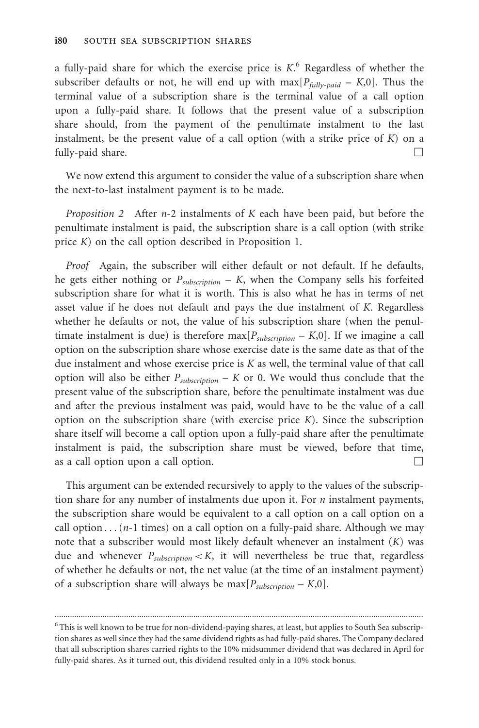a fully-paid share for which the exercise price is $K$.[6] Regardless of whether the subscriber defaults or not, he will end up with $\max[P_{fully\text{-}paid} - K,0]$. Thus the terminal value of a subscription share is the terminal value of a call option upon a fully-paid share. It follows that the present value of a subscription share should, from the payment of the penultimate instalment to the last instalment, be the present value of a call option (with a strike price of $K$) on a fully-paid share. □

We now extend this argument to consider the value of a subscription share when the next-to-last instalment payment is to be made.

*Proposition 2* After $n$-2 instalments of $K$ each have been paid, but before the penultimate instalment is paid, the subscription share is a call option (with strike price $K$) on the call option described in Proposition 1.

*Proof* Again, the subscriber will either default or not default. If he defaults, he gets either nothing or $P_{subscription} - K$, when the Company sells his forfeited subscription share for what it is worth. This is also what he has in terms of net asset value if he does not default and pays the due instalment of $K$. Regardless whether he defaults or not, the value of his subscription share (when the penultimate instalment is due) is therefore $\max[P_{subscription} - K,0]$. If we imagine a call option on the subscription share whose exercise date is the same date as that of the due instalment and whose exercise price is $K$ as well, the terminal value of that call option will also be either $P_{subscription} - K$ or 0. We would thus conclude that the present value of the subscription share, before the penultimate instalment was due and after the previous instalment was paid, would have to be the value of a call option on the subscription share (with exercise price $K$). Since the subscription share itself will become a call option upon a fully-paid share after the penultimate instalment is paid, the subscription share must be viewed, before that time, as a call option upon a call option. □

This argument can be extended recursively to apply to the values of the subscription share for any number of instalments due upon it. For $n$ instalment payments, the subscription share would be equivalent to a call option on a call option on a call option . . . ($n$-1 times) on a call option on a fully-paid share. Although we may note that a subscriber would most likely default whenever an instalment ($K$) was due and whenever $P_{subscription} < K$, it will nevertheless be true that, regardless of whether he defaults or not, the net value (at the time of an instalment payment) of a subscription share will always be $\max[P_{subscription} - K,0]$.

---

[6] This is well known to be true for non-dividend-paying shares, at least, but applies to South Sea subscription shares as well since they had the same dividend rights as had fully-paid shares. The Company declared that all subscription shares carried rights to the 10% midsummer dividend that was declared in April for fully-paid shares. As it turned out, this dividend resulted only in a 10% stock bonus.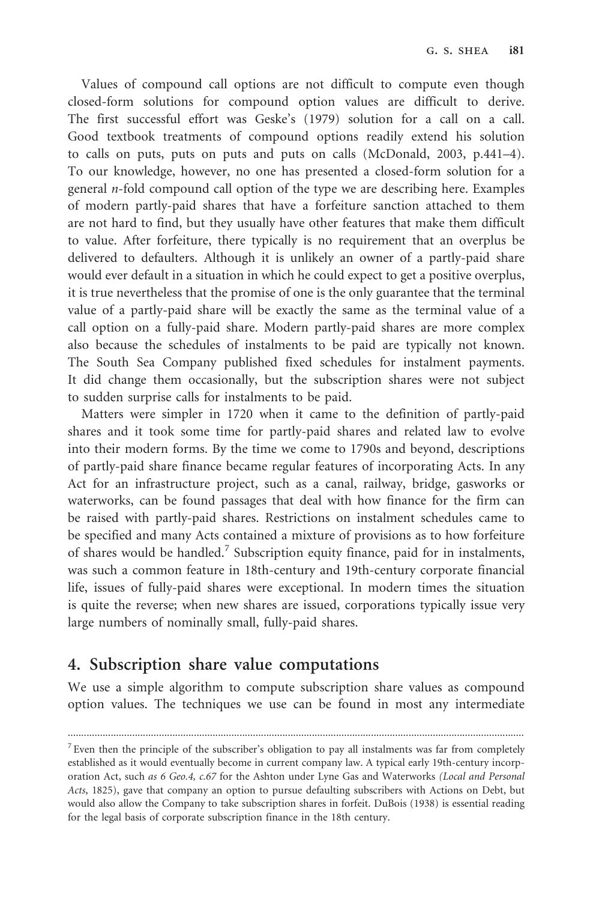Values of compound call options are not difficult to compute even though closed-form solutions for compound option values are difficult to derive. The first successful effort was Geske's (1979) solution for a call on a call. Good textbook treatments of compound options readily extend his solution to calls on puts, puts on puts and puts on calls (McDonald, 2003, p.441–4). To our knowledge, however, no one has presented a closed-form solution for a general *n*-fold compound call option of the type we are describing here. Examples of modern partly-paid shares that have a forfeiture sanction attached to them are not hard to find, but they usually have other features that make them difficult to value. After forfeiture, there typically is no requirement that an overplus be delivered to defaulters. Although it is unlikely an owner of a partly-paid share would ever default in a situation in which he could expect to get a positive overplus, it is true nevertheless that the promise of one is the only guarantee that the terminal value of a partly-paid share will be exactly the same as the terminal value of a call option on a fully-paid share. Modern partly-paid shares are more complex also because the schedules of instalments to be paid are typically not known. The South Sea Company published fixed schedules for instalment payments. It did change them occasionally, but the subscription shares were not subject to sudden surprise calls for instalments to be paid.

Matters were simpler in 1720 when it came to the definition of partly-paid shares and it took some time for partly-paid shares and related law to evolve into their modern forms. By the time we come to 1790s and beyond, descriptions of partly-paid share finance became regular features of incorporating Acts. In any Act for an infrastructure project, such as a canal, railway, bridge, gasworks or waterworks, can be found passages that deal with how finance for the firm can be raised with partly-paid shares. Restrictions on instalment schedules came to be specified and many Acts contained a mixture of provisions as to how forfeiture of shares would be handled.[7] Subscription equity finance, paid for in instalments, was such a common feature in 18th-century and 19th-century corporate financial life, issues of fully-paid shares were exceptional. In modern times the situation is quite the reverse; when new shares are issued, corporations typically issue very large numbers of nominally small, fully-paid shares.

## 4. Subscription share value computations

We use a simple algorithm to compute subscription share values as compound option values. The techniques we use can be found in most any intermediate

---

[7] Even then the principle of the subscriber's obligation to pay all instalments was far from completely established as it would eventually become in current company law. A typical early 19th-century incorporation Act, such *as 6 Geo.4, c.67* for the Ashton under Lyne Gas and Waterworks *(Local and Personal Acts*, 1825), gave that company an option to pursue defaulting subscribers with Actions on Debt, but would also allow the Company to take subscription shares in forfeit. DuBois (1938) is essential reading for the legal basis of corporate subscription finance in the 18th century.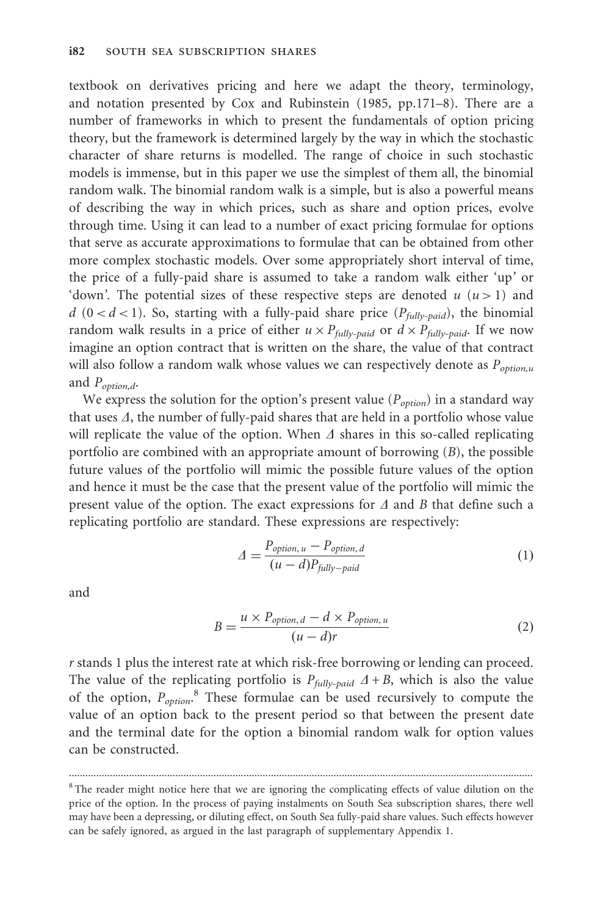textbook on derivatives pricing and here we adapt the theory, terminology, and notation presented by Cox and Rubinstein (1985, pp.171–8). There are a number of frameworks in which to present the fundamentals of option pricing theory, but the framework is determined largely by the way in which the stochastic character of share returns is modelled. The range of choice in such stochastic models is immense, but in this paper we use the simplest of them all, the binomial random walk. The binomial random walk is a simple, but is also a powerful means of describing the way in which prices, such as share and option prices, evolve through time. Using it can lead to a number of exact pricing formulae for options that serve as accurate approximations to formulae that can be obtained from other more complex stochastic models. Over some appropriately short interval of time, the price of a fully-paid share is assumed to take a random walk either 'up' or 'down'. The potential sizes of these respective steps are denoted $u$ ($u > 1$) and $d$ ($0 < d < 1$). So, starting with a fully-paid share price ($P_{fully\text{-}paid}$), the binomial random walk results in a price of either $u \times P_{fully\text{-}paid}$ or $d \times P_{fully\text{-}paid}$. If we now imagine an option contract that is written on the share, the value of that contract will also follow a random walk whose values we can respectively denote as $P_{option,u}$ and $P_{option,d}$.

We express the solution for the option's present value ($P_{option}$) in a standard way that uses $\Delta$, the number of fully-paid shares that are held in a portfolio whose value will replicate the value of the option. When $\Delta$ shares in this so-called replicating portfolio are combined with an appropriate amount of borrowing ($B$), the possible future values of the portfolio will mimic the possible future values of the option and hence it must be the case that the present value of the portfolio will mimic the present value of the option. The exact expressions for $\Delta$ and $B$ that define such a replicating portfolio are standard. These expressions are respectively:

$$\Delta = \frac{P_{option,\,u} - P_{option,\,d}}{(u-d)P_{fully-paid}} \tag{1}$$

and

$$B = \frac{u \times P_{option,\,d} - d \times P_{option,\,u}}{(u-d)r} \tag{2}$$

$r$ stands 1 plus the interest rate at which risk-free borrowing or lending can proceed. The value of the replicating portfolio is $P_{fully\text{-}paid}\ \Delta + B$, which is also the value of the option, $P_{option}$.[8] These formulae can be used recursively to compute the value of an option back to the present period so that between the present date and the terminal date for the option a binomial random walk for option values can be constructed.

---

[8] The reader might notice here that we are ignoring the complicating effects of value dilution on the price of the option. In the process of paying instalments on South Sea subscription shares, there well may have been a depressing, or diluting effect, on South Sea fully-paid share values. Such effects however can be safely ignored, as argued in the last paragraph of supplementary Appendix 1.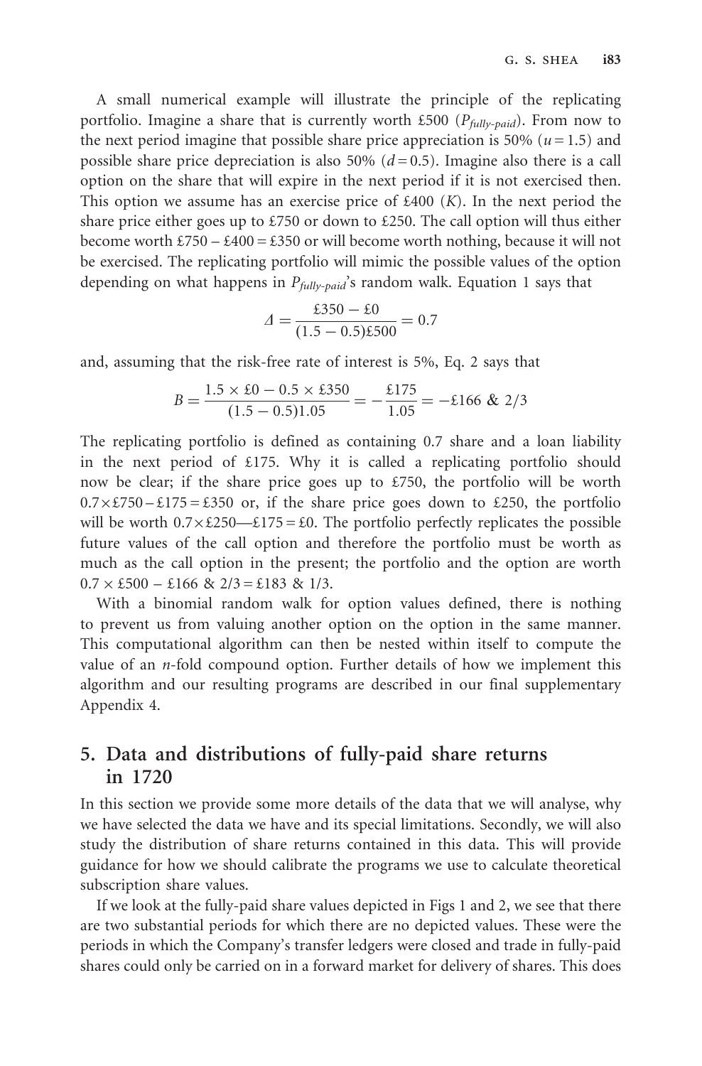A small numerical example will illustrate the principle of the replicating portfolio. Imagine a share that is currently worth £500 ($P_{fully\text{-}paid}$). From now to the next period imagine that possible share price appreciation is 50% ($u = 1.5$) and possible share price depreciation is also 50% ($d = 0.5$). Imagine also there is a call option on the share that will expire in the next period if it is not exercised then. This option we assume has an exercise price of £400 ($K$). In the next period the share price either goes up to £750 or down to £250. The call option will thus either become worth £750 – £400 = £350 or will become worth nothing, because it will not be exercised. The replicating portfolio will mimic the possible values of the option depending on what happens in $P_{fully\text{-}paid}$'s random walk. Equation 1 says that

$$\Delta = \frac{\pounds 350 - \pounds 0}{(1.5 - 0.5)\pounds 500} = 0.7$$

and, assuming that the risk-free rate of interest is 5%, Eq. 2 says that

$$B = \frac{1.5 \times \pounds 0 - 0.5 \times \pounds 350}{(1.5 - 0.5)1.05} = -\frac{\pounds 175}{1.05} = -\pounds 166\ \&\ 2/3$$

The replicating portfolio is defined as containing 0.7 share and a loan liability in the next period of £175. Why it is called a replicating portfolio should now be clear; if the share price goes up to £750, the portfolio will be worth $0.7 \times \pounds 750 - \pounds 175 = \pounds 350$ or, if the share price goes down to £250, the portfolio will be worth $0.7 \times \pounds 250$—$\pounds 175 = \pounds 0$. The portfolio perfectly replicates the possible future values of the call option and therefore the portfolio must be worth as much as the call option in the present; the portfolio and the option are worth $0.7 \times \pounds 500 - \pounds 166\ \&\ 2/3 = \pounds 183\ \&\ 1/3$.

With a binomial random walk for option values defined, there is nothing to prevent us from valuing another option on the option in the same manner. This computational algorithm can then be nested within itself to compute the value of an $n$-fold compound option. Further details of how we implement this algorithm and our resulting programs are described in our final supplementary Appendix 4.

## 5. Data and distributions of fully-paid share returns in 1720

In this section we provide some more details of the data that we will analyse, why we have selected the data we have and its special limitations. Secondly, we will also study the distribution of share returns contained in this data. This will provide guidance for how we should calibrate the programs we use to calculate theoretical subscription share values.

If we look at the fully-paid share values depicted in Figs 1 and 2, we see that there are two substantial periods for which there are no depicted values. These were the periods in which the Company's transfer ledgers were closed and trade in fully-paid shares could only be carried on in a forward market for delivery of shares. This does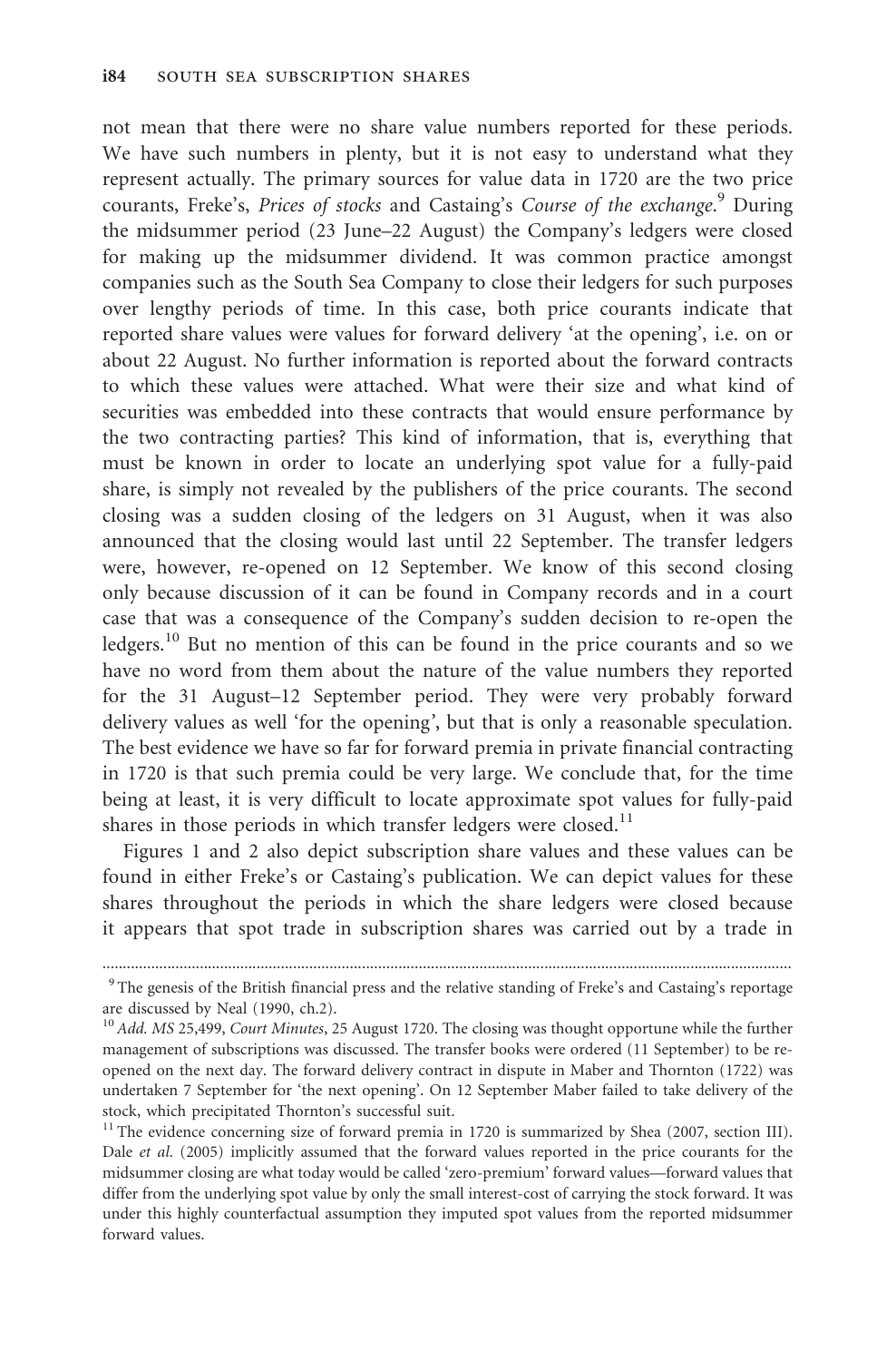not mean that there were no share value numbers reported for these periods. We have such numbers in plenty, but it is not easy to understand what they represent actually. The primary sources for value data in 1720 are the two price courants, Freke's, *Prices of stocks* and Castaing's *Course of the exchange*.[9] During the midsummer period (23 June–22 August) the Company's ledgers were closed for making up the midsummer dividend. It was common practice amongst companies such as the South Sea Company to close their ledgers for such purposes over lengthy periods of time. In this case, both price courants indicate that reported share values were values for forward delivery 'at the opening', i.e. on or about 22 August. No further information is reported about the forward contracts to which these values were attached. What were their size and what kind of securities was embedded into these contracts that would ensure performance by the two contracting parties? This kind of information, that is, everything that must be known in order to locate an underlying spot value for a fully-paid share, is simply not revealed by the publishers of the price courants. The second closing was a sudden closing of the ledgers on 31 August, when it was also announced that the closing would last until 22 September. The transfer ledgers were, however, re-opened on 12 September. We know of this second closing only because discussion of it can be found in Company records and in a court case that was a consequence of the Company's sudden decision to re-open the ledgers.[10] But no mention of this can be found in the price courants and so we have no word from them about the nature of the value numbers they reported for the 31 August–12 September period. They were very probably forward delivery values as well 'for the opening', but that is only a reasonable speculation. The best evidence we have so far for forward premia in private financial contracting in 1720 is that such premia could be very large. We conclude that, for the time being at least, it is very difficult to locate approximate spot values for fully-paid shares in those periods in which transfer ledgers were closed.[11]

Figures 1 and 2 also depict subscription share values and these values can be found in either Freke's or Castaing's publication. We can depict values for these shares throughout the periods in which the share ledgers were closed because it appears that spot trade in subscription shares was carried out by a trade in

---

[9] The genesis of the British financial press and the relative standing of Freke's and Castaing's reportage are discussed by Neal (1990, ch.2).

[10] *Add. MS* 25,499, *Court Minutes*, 25 August 1720. The closing was thought opportune while the further management of subscriptions was discussed. The transfer books were ordered (11 September) to be re-opened on the next day. The forward delivery contract in dispute in Maber and Thornton (1722) was undertaken 7 September for 'the next opening'. On 12 September Maber failed to take delivery of the stock, which precipitated Thornton's successful suit.

[11] The evidence concerning size of forward premia in 1720 is summarized by Shea (2007, section III). Dale *et al.* (2005) implicitly assumed that the forward values reported in the price courants for the midsummer closing are what today would be called 'zero-premium' forward values—forward values that differ from the underlying spot value by only the small interest-cost of carrying the stock forward. It was under this highly counterfactual assumption they imputed spot values from the reported midsummer forward values.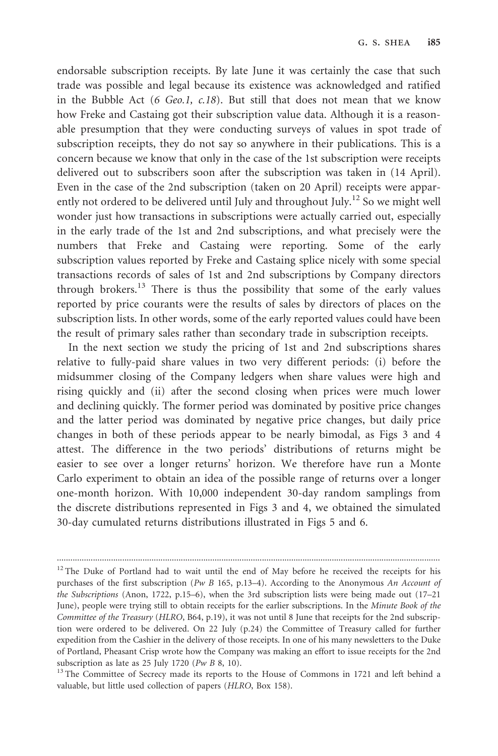endorsable subscription receipts. By late June it was certainly the case that such trade was possible and legal because its existence was acknowledged and ratified in the Bubble Act (*6 Geo.1, c.18*). But still that does not mean that we know how Freke and Castaing got their subscription value data. Although it is a reasonable presumption that they were conducting surveys of values in spot trade of subscription receipts, they do not say so anywhere in their publications. This is a concern because we know that only in the case of the 1st subscription were receipts delivered out to subscribers soon after the subscription was taken in (14 April). Even in the case of the 2nd subscription (taken on 20 April) receipts were apparently not ordered to be delivered until July and throughout July.[12] So we might well wonder just how transactions in subscriptions were actually carried out, especially in the early trade of the 1st and 2nd subscriptions, and what precisely were the numbers that Freke and Castaing were reporting. Some of the early subscription values reported by Freke and Castaing splice nicely with some special transactions records of sales of 1st and 2nd subscriptions by Company directors through brokers.[13] There is thus the possibility that some of the early values reported by price courants were the results of sales by directors of places on the subscription lists. In other words, some of the early reported values could have been the result of primary sales rather than secondary trade in subscription receipts.

In the next section we study the pricing of 1st and 2nd subscriptions shares relative to fully-paid share values in two very different periods: (i) before the midsummer closing of the Company ledgers when share values were high and rising quickly and (ii) after the second closing when prices were much lower and declining quickly. The former period was dominated by positive price changes and the latter period was dominated by negative price changes, but daily price changes in both of these periods appear to be nearly bimodal, as Figs 3 and 4 attest. The difference in the two periods' distributions of returns might be easier to see over a longer returns' horizon. We therefore have run a Monte Carlo experiment to obtain an idea of the possible range of returns over a longer one-month horizon. With 10,000 independent 30-day random samplings from the discrete distributions represented in Figs 3 and 4, we obtained the simulated 30-day cumulated returns distributions illustrated in Figs 5 and 6.

---

[12] The Duke of Portland had to wait until the end of May before he received the receipts for his purchases of the first subscription (*Pw B* 165, p.13–4). According to the Anonymous *An Account of the Subscriptions* (Anon, 1722, p.15–6), when the 3rd subscription lists were being made out (17–21 June), people were trying still to obtain receipts for the earlier subscriptions. In the *Minute Book of the Committee of the Treasury* (*HLRO*, B64, p.19), it was not until 8 June that receipts for the 2nd subscription were ordered to be delivered. On 22 July (p.24) the Committee of Treasury called for further expedition from the Cashier in the delivery of those receipts. In one of his many newsletters to the Duke of Portland, Pheasant Crisp wrote how the Company was making an effort to issue receipts for the 2nd subscription as late as 25 July 1720 (*Pw B* 8, 10).

[13] The Committee of Secrecy made its reports to the House of Commons in 1721 and left behind a valuable, but little used collection of papers (*HLRO*, Box 158).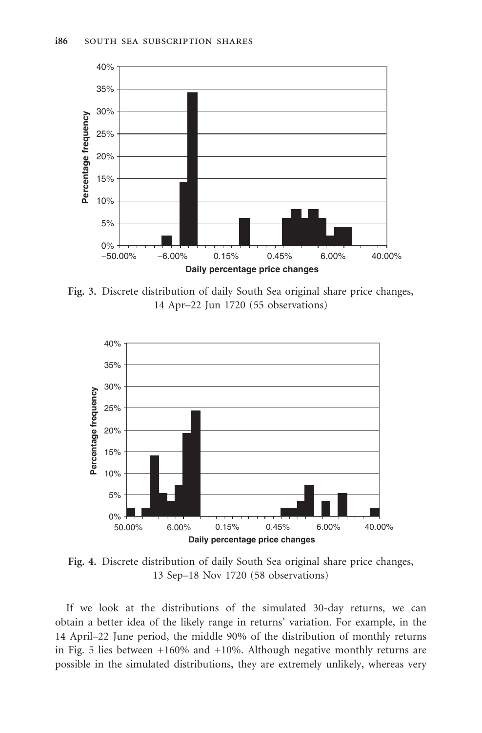Fig. 3. Discrete distribution of daily South Sea original share price changes, 14 Apr–22 Jun 1720 (55 observations)

Fig. 4. Discrete distribution of daily South Sea original share price changes, 13 Sep–18 Nov 1720 (58 observations)

If we look at the distributions of the simulated 30-day returns, we can obtain a better idea of the likely range in returns' variation. For example, in the 14 April–22 June period, the middle 90% of the distribution of monthly returns in Fig. 5 lies between +160% and +10%. Although negative monthly returns are possible in the simulated distributions, they are extremely unlikely, whereas very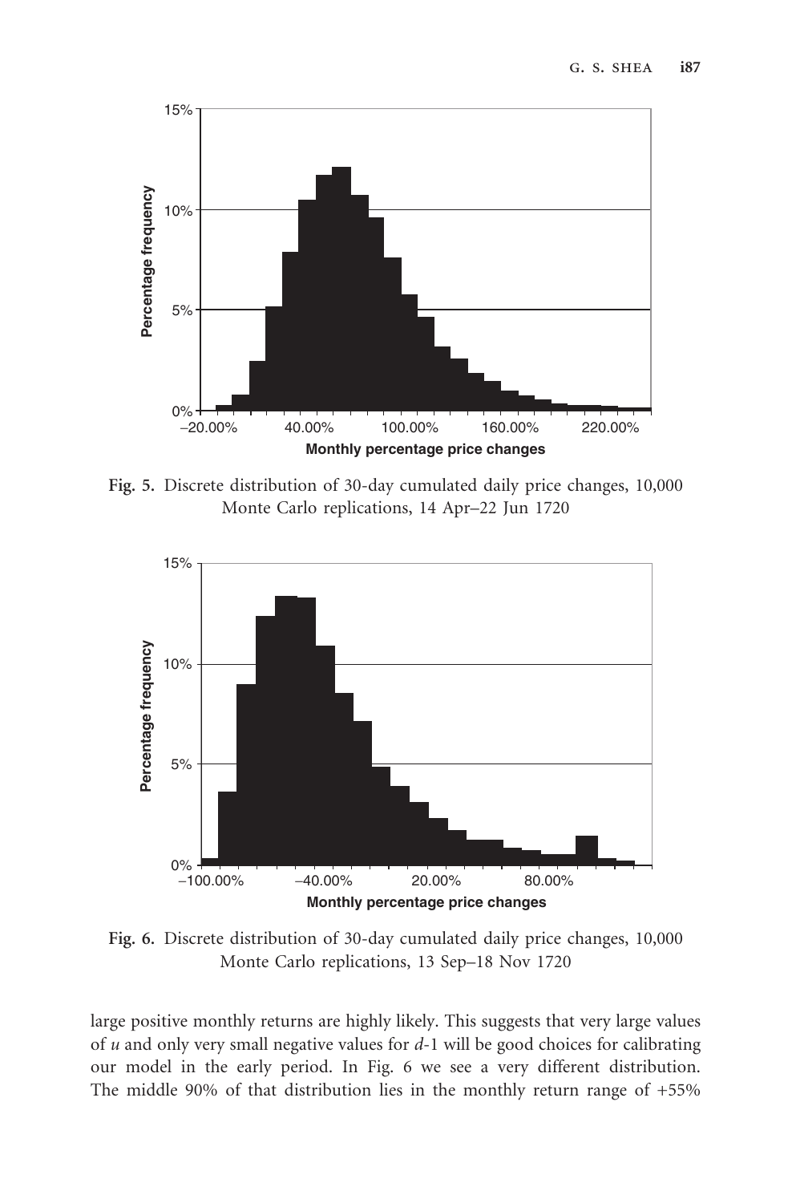Fig. 5. Discrete distribution of 30-day cumulated daily price changes, 10,000 Monte Carlo replications, 14 Apr–22 Jun 1720

Fig. 6. Discrete distribution of 30-day cumulated daily price changes, 10,000 Monte Carlo replications, 13 Sep–18 Nov 1720

large positive monthly returns are highly likely. This suggests that very large values of $u$ and only very small negative values for $d$-1 will be good choices for calibrating our model in the early period. In Fig. 6 we see a very different distribution. The middle 90% of that distribution lies in the monthly return range of +55%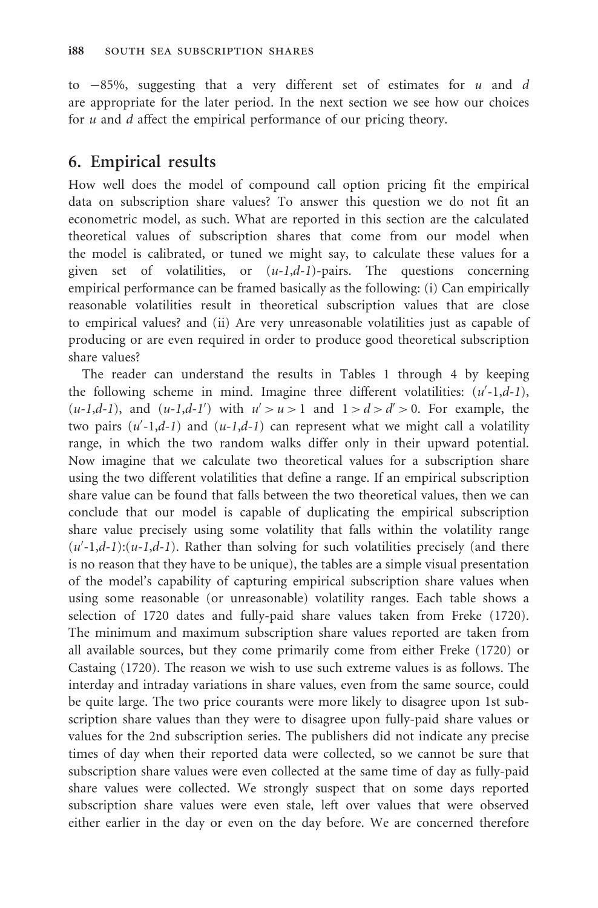to $-85\%$, suggesting that a very different set of estimates for $u$ and $d$ are appropriate for the later period. In the next section we see how our choices for $u$ and $d$ affect the empirical performance of our pricing theory.

## 6. Empirical results

How well does the model of compound call option pricing fit the empirical data on subscription share values? To answer this question we do not fit an econometric model, as such. What are reported in this section are the calculated theoretical values of subscription shares that come from our model when the model is calibrated, or tuned we might say, to calculate these values for a given set of volatilities, or ($u$-1,$d$-1)-pairs. The questions concerning empirical performance can be framed basically as the following: (i) Can empirically reasonable volatilities result in theoretical subscription values that are close to empirical values? and (ii) Are very unreasonable volatilities just as capable of producing or are even required in order to produce good theoretical subscription share values?

The reader can understand the results in Tables 1 through 4 by keeping the following scheme in mind. Imagine three different volatilities: ($u'$-1,$d$-1), ($u$-1,$d$-1), and ($u$-1,$d'$-1) with $u' > u > 1$ and $1 > d > d' > 0$. For example, the two pairs ($u'$-1,$d$-1) and ($u$-1,$d$-1) can represent what we might call a volatility range, in which the two random walks differ only in their upward potential. Now imagine that we calculate two theoretical values for a subscription share using the two different volatilities that define a range. If an empirical subscription share value can be found that falls between the two theoretical values, then we can conclude that our model is capable of duplicating the empirical subscription share value precisely using some volatility that falls within the volatility range ($u'$-1,$d$-1):($u$-1,$d$-1). Rather than solving for such volatilities precisely (and there is no reason that they have to be unique), the tables are a simple visual presentation of the model's capability of capturing empirical subscription share values when using some reasonable (or unreasonable) volatility ranges. Each table shows a selection of 1720 dates and fully-paid share values taken from Freke (1720). The minimum and maximum subscription share values reported are taken from all available sources, but they come primarily come from either Freke (1720) or Castaing (1720). The reason we wish to use such extreme values is as follows. The interday and intraday variations in share values, even from the same source, could be quite large. The two price courants were more likely to disagree upon 1st subscription share values than they were to disagree upon fully-paid share values or values for the 2nd subscription series. The publishers did not indicate any precise times of day when their reported data were collected, so we cannot be sure that subscription share values were even collected at the same time of day as fully-paid share values were collected. We strongly suspect that on some days reported subscription share values were even stale, left over values that were observed either earlier in the day or even on the day before. We are concerned therefore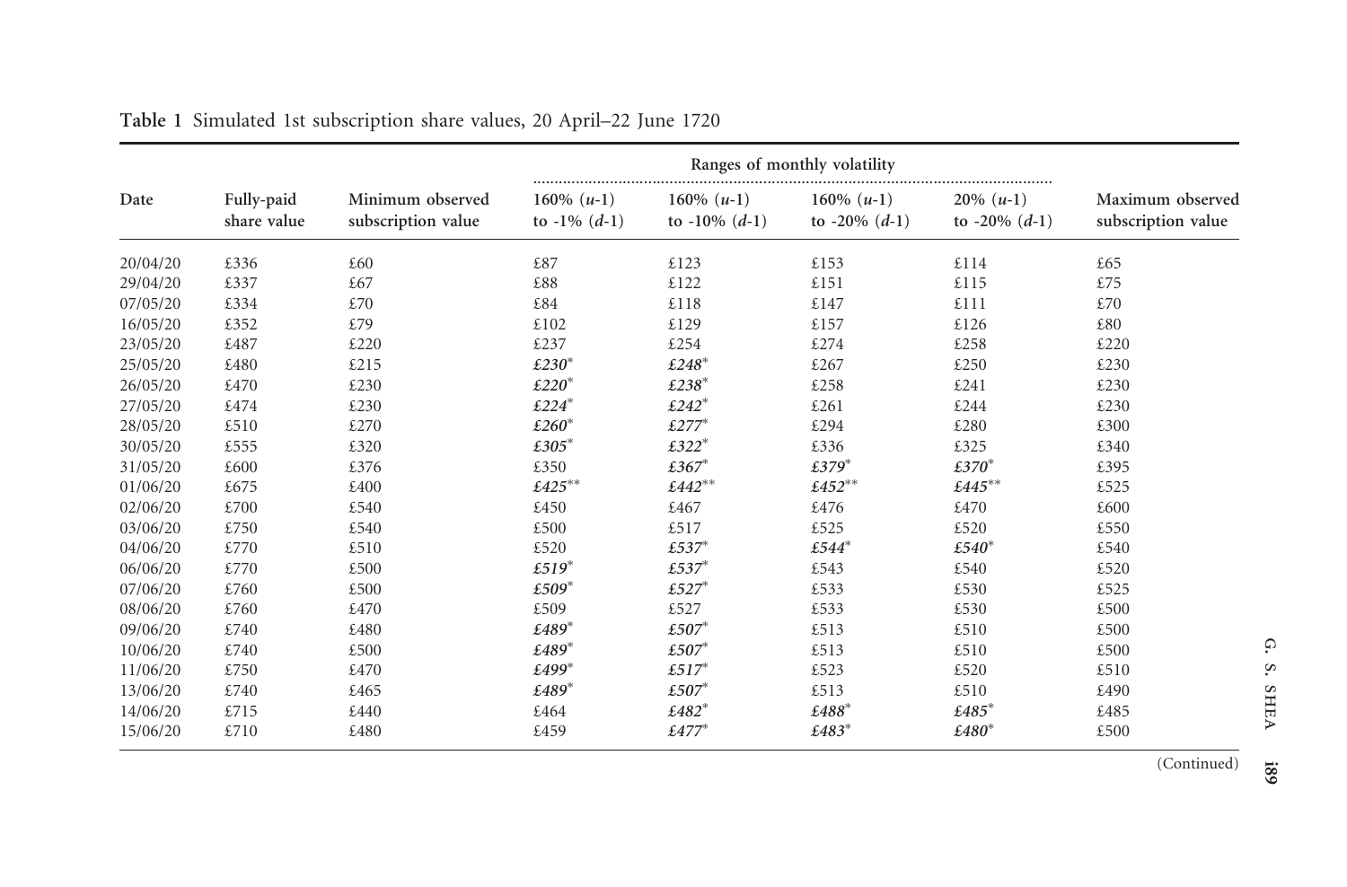**Table 1** Simulated 1st subscription share values, 20 April–22 June 1720

| Date | Fully-paid share value | Minimum observed subscription value | Ranges of monthly volatility | | | | Maximum observed subscription value |
|---|---|---|---|---|---|---|---|
| | | | 160% ($u$-1) to -1% ($d$-1) | 160% ($u$-1) to -10% ($d$-1) | 160% ($u$-1) to -20% ($d$-1) | 20% ($u$-1) to -20% ($d$-1) | |
| 20/04/20 | £336 | £60 | £87 | £123 | £153 | £114 | £65 |
| 29/04/20 | £337 | £67 | £88 | £122 | £151 | £115 | £75 |
| 07/05/20 | £334 | £70 | £84 | £118 | £147 | £111 | £70 |
| 16/05/20 | £352 | £79 | £102 | £129 | £157 | £126 | £80 |
| 23/05/20 | £487 | £220 | £237 | £254 | £274 | £258 | £220 |
| 25/05/20 | £480 | £215 | ***£230**** | ***£248**** | £267 | £250 | £230 |
| 26/05/20 | £470 | £230 | ***£220**** | ***£238**** | £258 | £241 | £230 |
| 27/05/20 | £474 | £230 | ***£224**** | ***£242**** | £261 | £244 | £230 |
| 28/05/20 | £510 | £270 | ***£260**** | ***£277**** | £294 | £280 | £300 |
| 30/05/20 | £555 | £320 | ***£305**** | ***£322**** | £336 | £325 | £340 |
| 31/05/20 | £600 | £376 | £350 | ***£367**** | ***£379**** | ***£370**** | £395 |
| 01/06/20 | £675 | £400 | ***£425***** | ***£442***** | ***£452***** | ***£445***** | £525 |
| 02/06/20 | £700 | £540 | £450 | £467 | £476 | £470 | £600 |
| 03/06/20 | £750 | £540 | £500 | £517 | £525 | £520 | £550 |
| 04/06/20 | £770 | £510 | £520 | ***£537**** | ***£544**** | ***£540**** | £540 |
| 06/06/20 | £770 | £500 | ***£519**** | ***£537**** | £543 | £540 | £520 |
| 07/06/20 | £760 | £500 | ***£509**** | ***£527**** | £533 | £530 | £525 |
| 08/06/20 | £760 | £470 | £509 | £527 | £533 | £530 | £500 |
| 09/06/20 | £740 | £480 | ***£489**** | ***£507**** | £513 | £510 | £500 |
| 10/06/20 | £740 | £500 | ***£489**** | ***£507**** | £513 | £510 | £500 |
| 11/06/20 | £750 | £470 | ***£499**** | ***£517**** | £523 | £520 | £510 |
| 13/06/20 | £740 | £465 | ***£489**** | ***£507**** | £513 | £510 | £490 |
| 14/06/20 | £715 | £440 | £464 | ***£482**** | ***£488**** | ***£485**** | £485 |
| 15/06/20 | £710 | £480 | £459 | ***£477**** | ***£483**** | ***£480**** | £500 |

(Continued)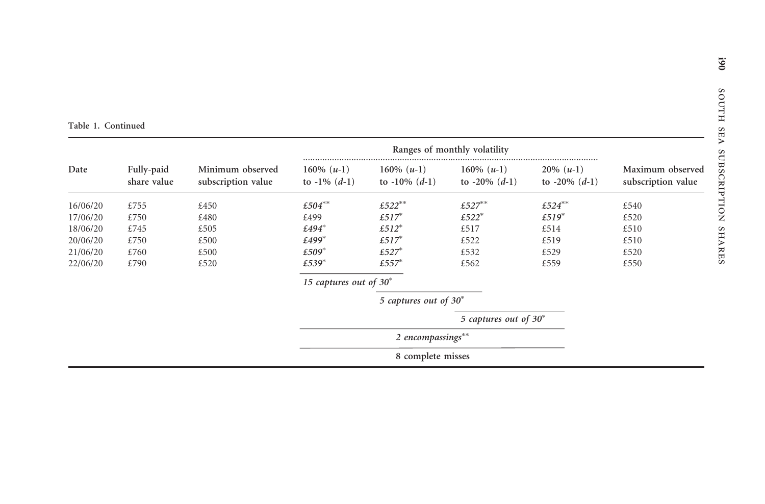Table 1. Continued

| Date | Fully-paid share value | Minimum observed subscription value | Ranges of monthly volatility | | | | Maximum observed subscription value |
|---|---|---|---|---|---|---|---|
| | | | 160% ($u$-1) to -1% ($d$-1) | 160% ($u$-1) to -10% ($d$-1) | 160% ($u$-1) to -20% ($d$-1) | 20% ($u$-1) to -20% ($d$-1) | |
| 16/06/20 | £755 | £450 | ***£504*** ** | ***£522*** ** | ***£527*** ** | ***£524*** ** | £540 |
| 17/06/20 | £750 | £480 | £499 | ***£517*** * | ***£522*** * | ***£519*** * | £520 |
| 18/06/20 | £745 | £505 | ***£494*** * | ***£512*** * | £517 | £514 | £510 |
| 20/06/20 | £750 | £500 | ***£499*** * | ***£517*** * | £522 | £519 | £510 |
| 21/06/20 | £760 | £500 | ***£509*** * | ***£527*** * | £532 | £529 | £520 |
| 22/06/20 | £790 | £520 | ***£539*** * | ***£557*** * | £562 | £559 | £550 |
| | | | *15 captures out of 30* * | | | | |
| | | | | *5 captures out of 30* * | | | |
| | | | | | *5 captures out of 30* * | | |
| | | | *2 encompassings* ** | | | | |
| | | | 8 complete misses | | | | |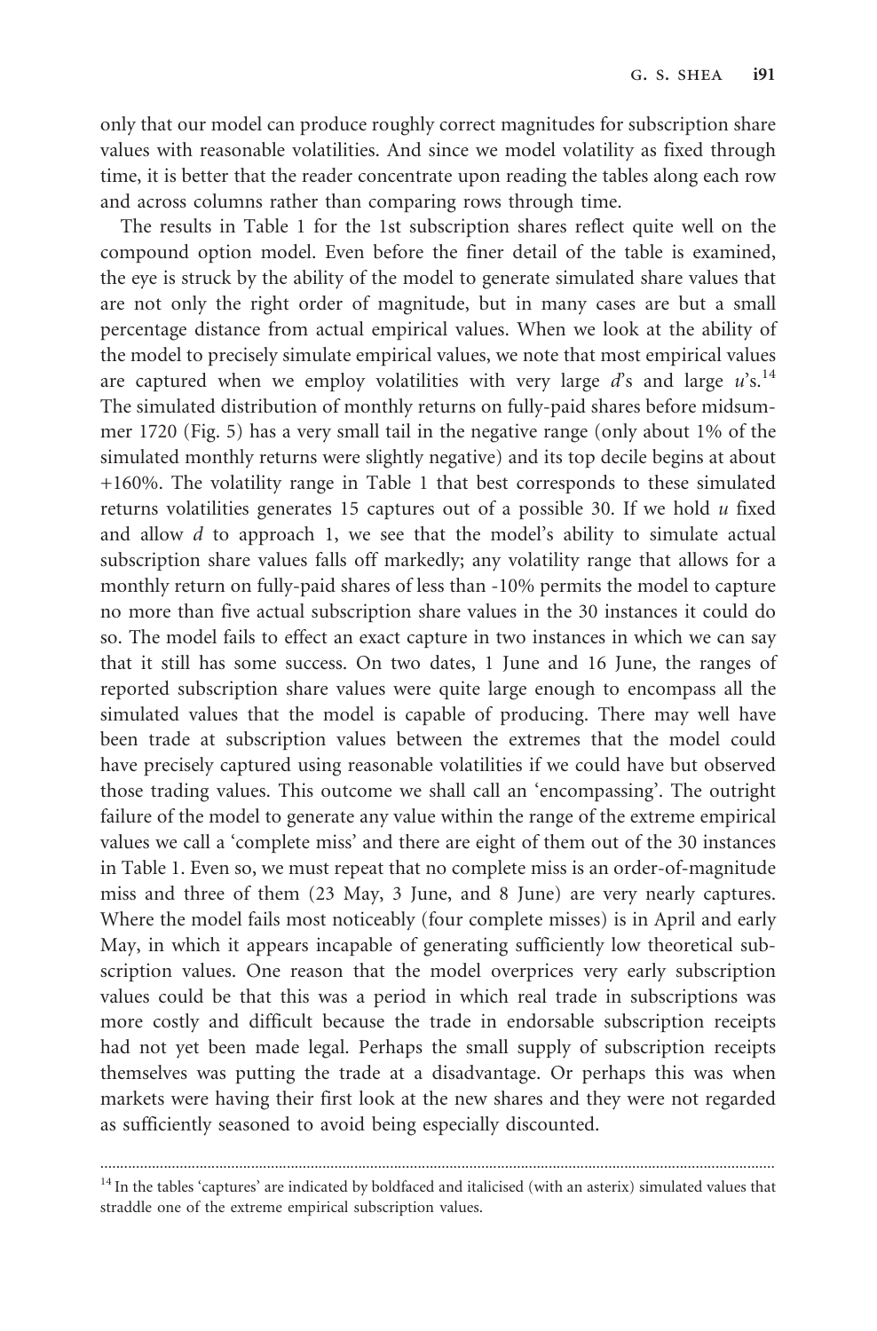only that our model can produce roughly correct magnitudes for subscription share values with reasonable volatilities. And since we model volatility as fixed through time, it is better that the reader concentrate upon reading the tables along each row and across columns rather than comparing rows through time.

The results in Table 1 for the 1st subscription shares reflect quite well on the compound option model. Even before the finer detail of the table is examined, the eye is struck by the ability of the model to generate simulated share values that are not only the right order of magnitude, but in many cases are but a small percentage distance from actual empirical values. When we look at the ability of the model to precisely simulate empirical values, we note that most empirical values are captured when we employ volatilities with very large $d$'s and large $u$'s.[14] The simulated distribution of monthly returns on fully-paid shares before midsummer 1720 (Fig. 5) has a very small tail in the negative range (only about 1% of the simulated monthly returns were slightly negative) and its top decile begins at about +160%. The volatility range in Table 1 that best corresponds to these simulated returns volatilities generates 15 captures out of a possible 30. If we hold $u$ fixed and allow $d$ to approach 1, we see that the model's ability to simulate actual subscription share values falls off markedly; any volatility range that allows for a monthly return on fully-paid shares of less than -10% permits the model to capture no more than five actual subscription share values in the 30 instances it could do so. The model fails to effect an exact capture in two instances in which we can say that it still has some success. On two dates, 1 June and 16 June, the ranges of reported subscription share values were quite large enough to encompass all the simulated values that the model is capable of producing. There may well have been trade at subscription values between the extremes that the model could have precisely captured using reasonable volatilities if we could have but observed those trading values. This outcome we shall call an 'encompassing'. The outright failure of the model to generate any value within the range of the extreme empirical values we call a 'complete miss' and there are eight of them out of the 30 instances in Table 1. Even so, we must repeat that no complete miss is an order-of-magnitude miss and three of them (23 May, 3 June, and 8 June) are very nearly captures. Where the model fails most noticeably (four complete misses) is in April and early May, in which it appears incapable of generating sufficiently low theoretical subscription values. One reason that the model overprices very early subscription values could be that this was a period in which real trade in subscriptions was more costly and difficult because the trade in endorsable subscription receipts had not yet been made legal. Perhaps the small supply of subscription receipts themselves was putting the trade at a disadvantage. Or perhaps this was when markets were having their first look at the new shares and they were not regarded as sufficiently seasoned to avoid being especially discounted.

---

[14] In the tables 'captures' are indicated by boldfaced and italicised (with an asterix) simulated values that straddle one of the extreme empirical subscription values.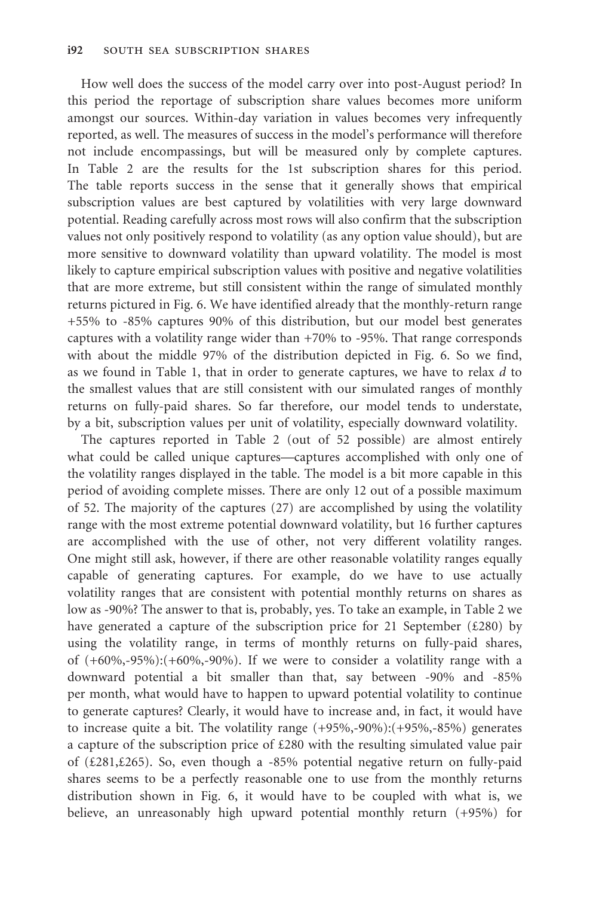How well does the success of the model carry over into post-August period? In this period the reportage of subscription share values becomes more uniform amongst our sources. Within-day variation in values becomes very infrequently reported, as well. The measures of success in the model's performance will therefore not include encompassings, but will be measured only by complete captures. In Table 2 are the results for the 1st subscription shares for this period. The table reports success in the sense that it generally shows that empirical subscription values are best captured by volatilities with very large downward potential. Reading carefully across most rows will also confirm that the subscription values not only positively respond to volatility (as any option value should), but are more sensitive to downward volatility than upward volatility. The model is most likely to capture empirical subscription values with positive and negative volatilities that are more extreme, but still consistent within the range of simulated monthly returns pictured in Fig. 6. We have identified already that the monthly-return range +55% to -85% captures 90% of this distribution, but our model best generates captures with a volatility range wider than +70% to -95%. That range corresponds with about the middle 97% of the distribution depicted in Fig. 6. So we find, as we found in Table 1, that in order to generate captures, we have to relax *d* to the smallest values that are still consistent with our simulated ranges of monthly returns on fully-paid shares. So far therefore, our model tends to understate, by a bit, subscription values per unit of volatility, especially downward volatility.

The captures reported in Table 2 (out of 52 possible) are almost entirely what could be called unique captures—captures accomplished with only one of the volatility ranges displayed in the table. The model is a bit more capable in this period of avoiding complete misses. There are only 12 out of a possible maximum of 52. The majority of the captures (27) are accomplished by using the volatility range with the most extreme potential downward volatility, but 16 further captures are accomplished with the use of other, not very different volatility ranges. One might still ask, however, if there are other reasonable volatility ranges equally capable of generating captures. For example, do we have to use actually volatility ranges that are consistent with potential monthly returns on shares as low as -90%? The answer to that is, probably, yes. To take an example, in Table 2 we have generated a capture of the subscription price for 21 September (£280) by using the volatility range, in terms of monthly returns on fully-paid shares, of (+60%,-95%):(+60%,-90%). If we were to consider a volatility range with a downward potential a bit smaller than that, say between -90% and -85% per month, what would have to happen to upward potential volatility to continue to generate captures? Clearly, it would have to increase and, in fact, it would have to increase quite a bit. The volatility range (+95%,-90%):(+95%,-85%) generates a capture of the subscription price of £280 with the resulting simulated value pair of (£281,£265). So, even though a -85% potential negative return on fully-paid shares seems to be a perfectly reasonable one to use from the monthly returns distribution shown in Fig. 6, it would have to be coupled with what is, we believe, an unreasonably high upward potential monthly return (+95%) for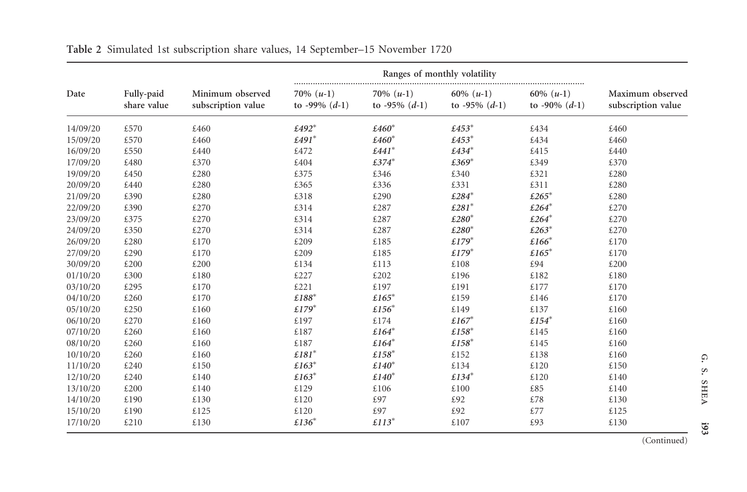**Table 2** Simulated 1st subscription share values, 14 September–15 November 1720

| Date | Fully-paid share value | Minimum observed subscription value | Ranges of monthly volatility | | | | Maximum observed subscription value |
|---|---|---|---|---|---|---|---|
| | | | 70% ($u$-1) to -99% ($d$-1) | 70% ($u$-1) to -95% ($d$-1) | 60% ($u$-1) to -95% ($d$-1) | 60% ($u$-1) to -90% ($d$-1) | |
| 14/09/20 | £570 | £460 | ***£492**** | ***£460**** | ***£453**** | £434 | £460 |
| 15/09/20 | £570 | £460 | ***£491**** | ***£460**** | ***£453**** | £434 | £460 |
| 16/09/20 | £550 | £440 | £472 | ***£441**** | ***£434**** | £415 | £440 |
| 17/09/20 | £480 | £370 | £404 | ***£374**** | ***£369**** | £349 | £370 |
| 19/09/20 | £450 | £280 | £375 | £346 | £340 | £321 | £280 |
| 20/09/20 | £440 | £280 | £365 | £336 | £331 | £311 | £280 |
| 21/09/20 | £390 | £280 | £318 | £290 | ***£284**** | ***£265**** | £280 |
| 22/09/20 | £390 | £270 | £314 | £287 | ***£281**** | ***£264**** | £270 |
| 23/09/20 | £375 | £270 | £314 | £287 | ***£280**** | ***£264**** | £270 |
| 24/09/20 | £350 | £270 | £314 | £287 | ***£280**** | ***£263**** | £270 |
| 26/09/20 | £280 | £170 | £209 | £185 | ***£179**** | ***£166**** | £170 |
| 27/09/20 | £290 | £170 | £209 | £185 | ***£179**** | ***£165**** | £170 |
| 30/09/20 | £200 | £200 | £134 | £113 | £108 | £94 | £200 |
| 01/10/20 | £300 | £180 | £227 | £202 | £196 | £182 | £180 |
| 03/10/20 | £295 | £170 | £221 | £197 | £191 | £177 | £170 |
| 04/10/20 | £260 | £170 | ***£188**** | ***£165**** | £159 | £146 | £170 |
| 05/10/20 | £250 | £160 | ***£179**** | ***£156**** | £149 | £137 | £160 |
| 06/10/20 | £270 | £160 | £197 | £174 | ***£167**** | ***£154**** | £160 |
| 07/10/20 | £260 | £160 | £187 | ***£164**** | ***£158**** | £145 | £160 |
| 08/10/20 | £260 | £160 | £187 | ***£164**** | ***£158**** | £145 | £160 |
| 10/10/20 | £260 | £160 | ***£181**** | ***£158**** | £152 | £138 | £160 |
| 11/10/20 | £240 | £150 | ***£163**** | ***£140**** | £134 | £120 | £150 |
| 12/10/20 | £240 | £140 | ***£163**** | ***£140**** | ***£134**** | £120 | £140 |
| 13/10/20 | £200 | £140 | £129 | £106 | £100 | £85 | £140 |
| 14/10/20 | £190 | £130 | £120 | £97 | £92 | £78 | £130 |
| 15/10/20 | £190 | £125 | £120 | £97 | £92 | £77 | £125 |
| 17/10/20 | £210 | £130 | ***£136**** | ***£113**** | £107 | £93 | £130 |

(Continued)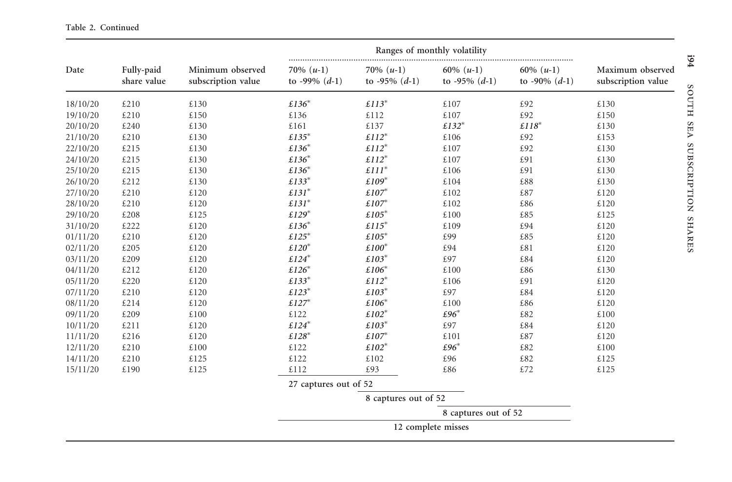Table 2. Continued

| Date | Fully-paid share value | Minimum observed subscription value | Ranges of monthly volatility | | | | Maximum observed subscription value |
|---|---|---|---|---|---|---|---|
| | | | 70% ($u$-1) to -99% ($d$-1) | 70% ($u$-1) to -95% ($d$-1) | 60% ($u$-1) to -95% ($d$-1) | 60% ($u$-1) to -90% ($d$-1) | |
| 18/10/20 | £210 | £130 | ***£136**** | ***£113**** | £107 | £92 | £130 |
| 19/10/20 | £210 | £150 | £136 | £112 | £107 | £92 | £150 |
| 20/10/20 | £240 | £130 | £161 | £137 | ***£132**** | ***£118**** | £130 |
| 21/10/20 | £210 | £130 | ***£135**** | ***£112**** | £106 | £92 | £153 |
| 22/10/20 | £215 | £130 | ***£136**** | ***£112**** | £107 | £92 | £130 |
| 24/10/20 | £215 | £130 | ***£136**** | ***£112**** | £107 | £91 | £130 |
| 25/10/20 | £215 | £130 | ***£136**** | ***£111**** | £106 | £91 | £130 |
| 26/10/20 | £212 | £130 | ***£133**** | ***£109**** | £104 | £88 | £130 |
| 27/10/20 | £210 | £120 | ***£131**** | ***£107**** | £102 | £87 | £120 |
| 28/10/20 | £210 | £120 | ***£131**** | ***£107**** | £102 | £86 | £120 |
| 29/10/20 | £208 | £125 | ***£129**** | ***£105**** | £100 | £85 | £125 |
| 31/10/20 | £222 | £120 | ***£136**** | ***£115**** | £109 | £94 | £120 |
| 01/11/20 | £210 | £120 | ***£125**** | ***£105**** | £99 | £85 | £120 |
| 02/11/20 | £205 | £120 | ***£120**** | ***£100**** | £94 | £81 | £120 |
| 03/11/20 | £209 | £120 | ***£124**** | ***£103**** | £97 | £84 | £120 |
| 04/11/20 | £212 | £120 | ***£126**** | ***£106**** | £100 | £86 | £130 |
| 05/11/20 | £220 | £120 | ***£133**** | ***£112**** | £106 | £91 | £120 |
| 07/11/20 | £210 | £120 | ***£123**** | ***£103**** | £97 | £84 | £120 |
| 08/11/20 | £214 | £120 | ***£127**** | ***£106**** | £100 | £86 | £120 |
| 09/11/20 | £209 | £100 | £122 | ***£102**** | ***£96**** | £82 | £100 |
| 10/11/20 | £211 | £120 | ***£124**** | ***£103**** | £97 | £84 | £120 |
| 11/11/20 | £216 | £120 | ***£128**** | ***£107**** | £101 | £87 | £120 |
| 12/11/20 | £210 | £100 | £122 | ***£102**** | ***£96**** | £82 | £100 |
| 14/11/20 | £210 | £125 | £122 | £102 | £96 | £82 | £125 |
| 15/11/20 | £190 | £125 | £112 | £93 | £86 | £72 | £125 |
| | | | 27 captures out of 52 | | | | |
| | | | | 8 captures out of 52 | | | |
| | | | | | 8 captures out of 52 | | |
| | | | 12 complete misses | | | | |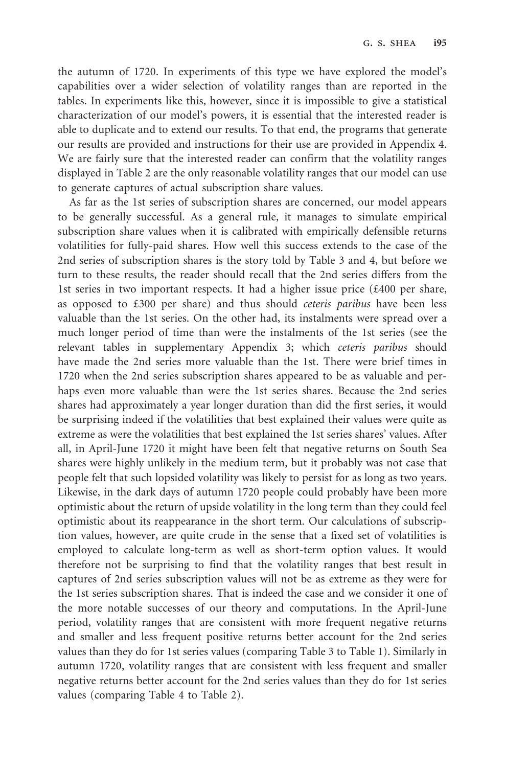the autumn of 1720. In experiments of this type we have explored the model's capabilities over a wider selection of volatility ranges than are reported in the tables. In experiments like this, however, since it is impossible to give a statistical characterization of our model's powers, it is essential that the interested reader is able to duplicate and to extend our results. To that end, the programs that generate our results are provided and instructions for their use are provided in Appendix 4. We are fairly sure that the interested reader can confirm that the volatility ranges displayed in Table 2 are the only reasonable volatility ranges that our model can use to generate captures of actual subscription share values.

As far as the 1st series of subscription shares are concerned, our model appears to be generally successful. As a general rule, it manages to simulate empirical subscription share values when it is calibrated with empirically defensible returns volatilities for fully-paid shares. How well this success extends to the case of the 2nd series of subscription shares is the story told by Table 3 and 4, but before we turn to these results, the reader should recall that the 2nd series differs from the 1st series in two important respects. It had a higher issue price (£400 per share, as opposed to £300 per share) and thus should *ceteris paribus* have been less valuable than the 1st series. On the other had, its instalments were spread over a much longer period of time than were the instalments of the 1st series (see the relevant tables in supplementary Appendix 3; which *ceteris paribus* should have made the 2nd series more valuable than the 1st. There were brief times in 1720 when the 2nd series subscription shares appeared to be as valuable and perhaps even more valuable than were the 1st series shares. Because the 2nd series shares had approximately a year longer duration than did the first series, it would be surprising indeed if the volatilities that best explained their values were quite as extreme as were the volatilities that best explained the 1st series shares' values. After all, in April-June 1720 it might have been felt that negative returns on South Sea shares were highly unlikely in the medium term, but it probably was not case that people felt that such lopsided volatility was likely to persist for as long as two years. Likewise, in the dark days of autumn 1720 people could probably have been more optimistic about the return of upside volatility in the long term than they could feel optimistic about its reappearance in the short term. Our calculations of subscription values, however, are quite crude in the sense that a fixed set of volatilities is employed to calculate long-term as well as short-term option values. It would therefore not be surprising to find that the volatility ranges that best result in captures of 2nd series subscription values will not be as extreme as they were for the 1st series subscription shares. That is indeed the case and we consider it one of the more notable successes of our theory and computations. In the April-June period, volatility ranges that are consistent with more frequent negative returns and smaller and less frequent positive returns better account for the 2nd series values than they do for 1st series values (comparing Table 3 to Table 1). Similarly in autumn 1720, volatility ranges that are consistent with less frequent and smaller negative returns better account for the 2nd series values than they do for 1st series values (comparing Table 4 to Table 2).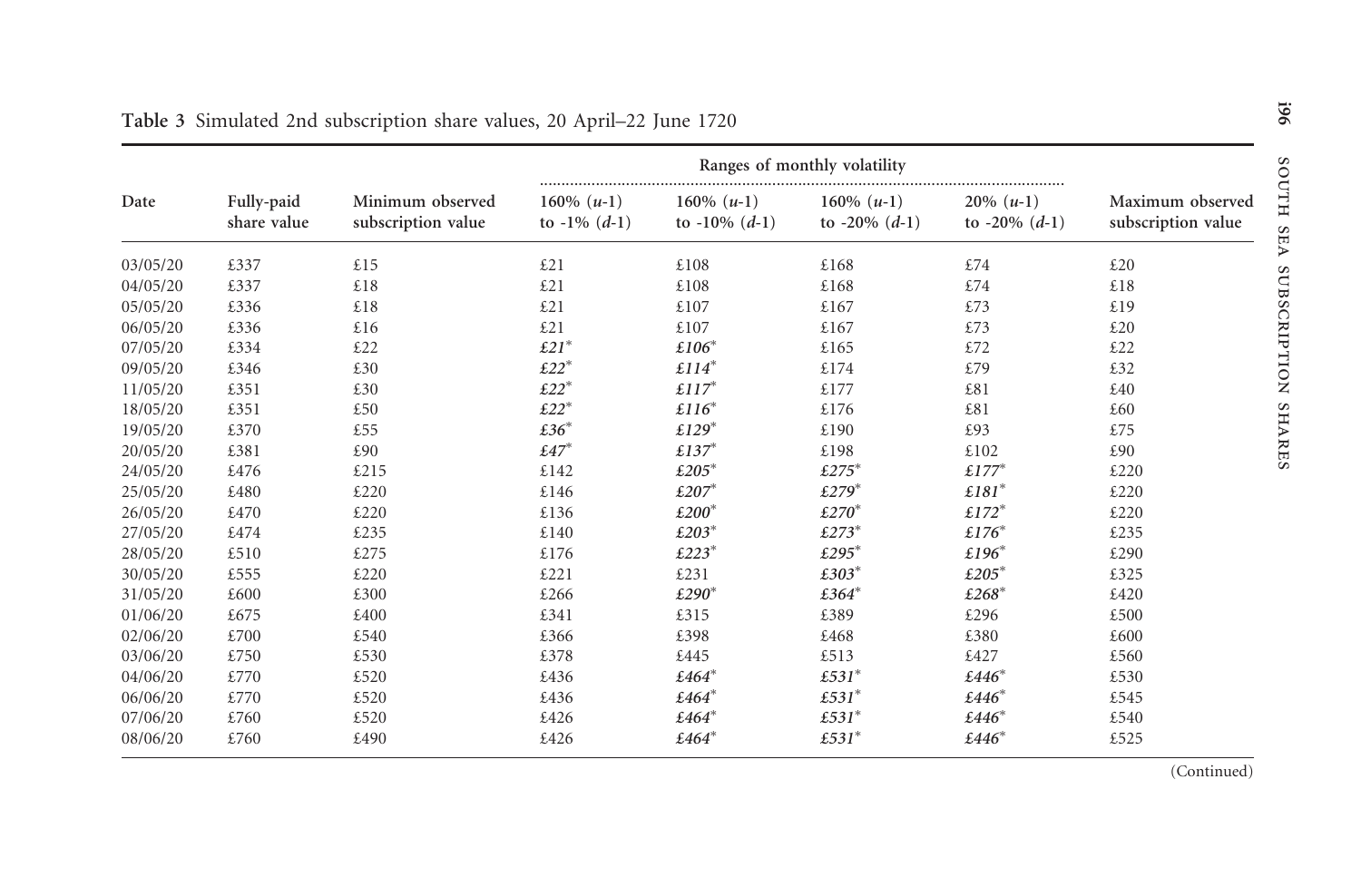**Table 3** Simulated 2nd subscription share values, 20 April–22 June 1720

| Date | Fully-paid share value | Minimum observed subscription value | Ranges of monthly volatility | | | | Maximum observed subscription value |
|---|---|---|---|---|---|---|---|
| | | | 160% ($u$-1) to -1% ($d$-1) | 160% ($u$-1) to -10% ($d$-1) | 160% ($u$-1) to -20% ($d$-1) | 20% ($u$-1) to -20% ($d$-1) | |
| 03/05/20 | £337 | £15 | £21 | £108 | £168 | £74 | £20 |
| 04/05/20 | £337 | £18 | £21 | £108 | £168 | £74 | £18 |
| 05/05/20 | £336 | £18 | £21 | £107 | £167 | £73 | £19 |
| 06/05/20 | £336 | £16 | £21 | £107 | £167 | £73 | £20 |
| 07/05/20 | £334 | £22 | ***£21**** | ***£106**** | £165 | £72 | £22 |
| 09/05/20 | £346 | £30 | ***£22**** | ***£114**** | £174 | £79 | £32 |
| 11/05/20 | £351 | £30 | ***£22**** | ***£117**** | £177 | £81 | £40 |
| 18/05/20 | £351 | £50 | ***£22**** | ***£116**** | £176 | £81 | £60 |
| 19/05/20 | £370 | £55 | ***£36**** | ***£129**** | £190 | £93 | £75 |
| 20/05/20 | £381 | £90 | ***£47**** | ***£137**** | £198 | £102 | £90 |
| 24/05/20 | £476 | £215 | £142 | ***£205**** | ***£275**** | ***£177**** | £220 |
| 25/05/20 | £480 | £220 | £146 | ***£207**** | ***£279**** | ***£181**** | £220 |
| 26/05/20 | £470 | £220 | £136 | ***£200**** | ***£270**** | ***£172**** | £220 |
| 27/05/20 | £474 | £235 | £140 | ***£203**** | ***£273**** | ***£176**** | £235 |
| 28/05/20 | £510 | £275 | £176 | ***£223**** | ***£295**** | ***£196**** | £290 |
| 30/05/20 | £555 | £220 | £221 | £231 | ***£303**** | ***£205**** | £325 |
| 31/05/20 | £600 | £300 | £266 | ***£290**** | ***£364**** | ***£268**** | £420 |
| 01/06/20 | £675 | £400 | £341 | £315 | £389 | £296 | £500 |
| 02/06/20 | £700 | £540 | £366 | £398 | £468 | £380 | £600 |
| 03/06/20 | £750 | £530 | £378 | £445 | £513 | £427 | £560 |
| 04/06/20 | £770 | £520 | £436 | ***£464**** | ***£531**** | ***£446**** | £530 |
| 06/06/20 | £770 | £520 | £436 | ***£464**** | ***£531**** | ***£446**** | £545 |
| 07/06/20 | £760 | £520 | £426 | ***£464**** | ***£531**** | ***£446**** | £540 |
| 08/06/20 | £760 | £490 | £426 | ***£464**** | ***£531**** | ***£446**** | £525 |

(Continued)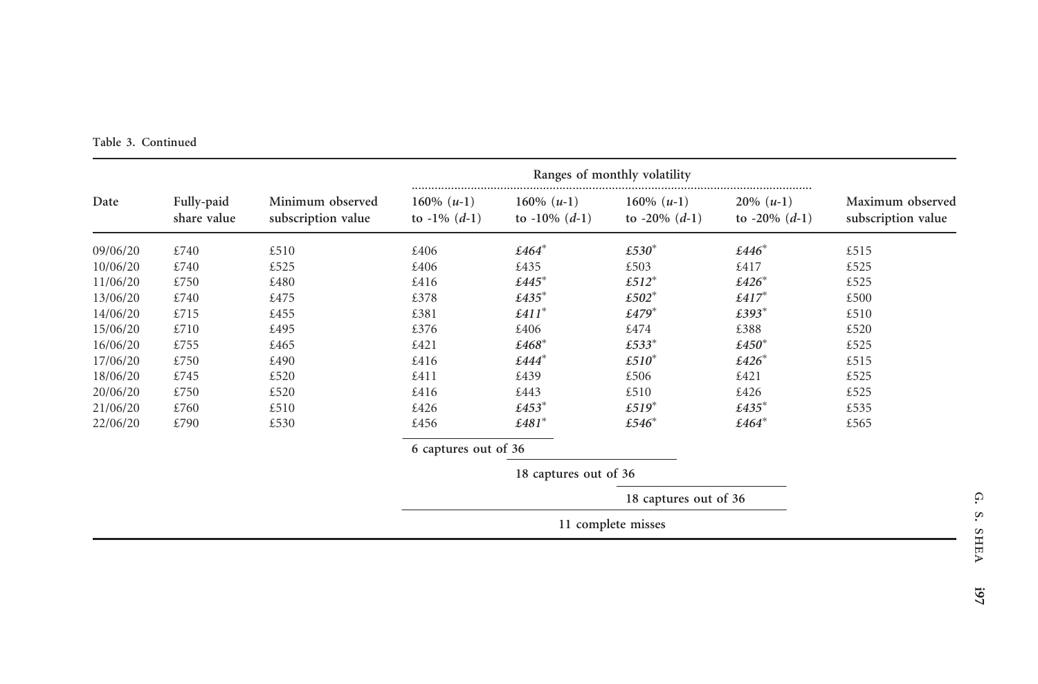Table 3. Continued

| Date | Fully-paid share value | Minimum observed subscription value | Ranges of monthly volatility | | | | Maximum observed subscription value |
|---|---|---|---|---|---|---|---|
| | | | 160% (*u*-1) to -1% (*d*-1) | 160% (*u*-1) to -10% (*d*-1) | 160% (*u*-1) to -20% (*d*-1) | 20% (*u*-1) to -20% (*d*-1) | |
| 09/06/20 | £740 | £510 | £406 | ***£464**** | ***£530**** | ***£446**** | £515 |
| 10/06/20 | £740 | £525 | £406 | £435 | £503 | £417 | £525 |
| 11/06/20 | £750 | £480 | £416 | ***£445**** | ***£512**** | ***£426**** | £525 |
| 13/06/20 | £740 | £475 | £378 | ***£435**** | ***£502**** | ***£417**** | £500 |
| 14/06/20 | £715 | £455 | £381 | ***£411**** | ***£479**** | ***£393**** | £510 |
| 15/06/20 | £710 | £495 | £376 | £406 | £474 | £388 | £520 |
| 16/06/20 | £755 | £465 | £421 | ***£468**** | ***£533**** | ***£450**** | £525 |
| 17/06/20 | £750 | £490 | £416 | ***£444**** | ***£510**** | ***£426**** | £515 |
| 18/06/20 | £745 | £520 | £411 | £439 | £506 | £421 | £525 |
| 20/06/20 | £750 | £520 | £416 | £443 | £510 | £426 | £525 |
| 21/06/20 | £760 | £510 | £426 | ***£453**** | ***£519**** | ***£435**** | £535 |
| 22/06/20 | £790 | £530 | £456 | ***£481**** | ***£546**** | ***£464**** | £565 |
| | | | 6 captures out of 36 | | | | |
| | | | | 18 captures out of 36 | | | |
| | | | | | 18 captures out of 36 | | |
| | | | 11 complete misses | | | | |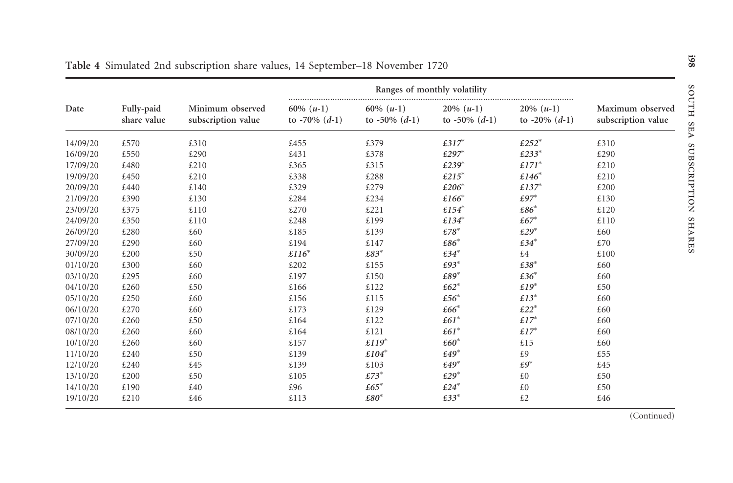**Table 4** Simulated 2nd subscription share values, 14 September–18 November 1720

| Date | Fully-paid share value | Minimum observed subscription value | Ranges of monthly volatility | | | | Maximum observed subscription value |
|---|---|---|---|---|---|---|---|
| | | | 60% ($u$-1) to -70% ($d$-1) | 60% ($u$-1) to -50% ($d$-1) | 20% ($u$-1) to -50% ($d$-1) | 20% ($u$-1) to -20% ($d$-1) | |
| 14/09/20 | £570 | £310 | £455 | £379 | ***£317**** | ***£252**** | £310 |
| 16/09/20 | £550 | £290 | £431 | £378 | ***£297**** | ***£233**** | £290 |
| 17/09/20 | £480 | £210 | £365 | £315 | ***£239**** | ***£171**** | £210 |
| 19/09/20 | £450 | £210 | £338 | £288 | ***£215**** | ***£146**** | £210 |
| 20/09/20 | £440 | £140 | £329 | £279 | ***£206**** | ***£137**** | £200 |
| 21/09/20 | £390 | £130 | £284 | £234 | ***£166**** | ***£97**** | £130 |
| 23/09/20 | £375 | £110 | £270 | £221 | ***£154**** | ***£86**** | £120 |
| 24/09/20 | £350 | £110 | £248 | £199 | ***£134**** | ***£67**** | £110 |
| 26/09/20 | £280 | £60 | £185 | £139 | ***£78**** | ***£29**** | £60 |
| 27/09/20 | £290 | £60 | £194 | £147 | ***£86**** | ***£34**** | £70 |
| 30/09/20 | £200 | £50 | ***£116**** | ***£83**** | ***£34**** | £4 | £100 |
| 01/10/20 | £300 | £60 | £202 | £155 | ***£93**** | ***£38**** | £60 |
| 03/10/20 | £295 | £60 | £197 | £150 | ***£89**** | ***£36**** | £60 |
| 04/10/20 | £260 | £50 | £166 | £122 | ***£62**** | ***£19**** | £50 |
| 05/10/20 | £250 | £60 | £156 | £115 | ***£56**** | ***£13**** | £60 |
| 06/10/20 | £270 | £60 | £173 | £129 | ***£66**** | ***£22**** | £60 |
| 07/10/20 | £260 | £50 | £164 | £122 | ***£61**** | ***£17**** | £60 |
| 08/10/20 | £260 | £60 | £164 | £121 | ***£61**** | ***£17**** | £60 |
| 10/10/20 | £260 | £60 | £157 | ***£119**** | ***£60**** | £15 | £60 |
| 11/10/20 | £240 | £50 | £139 | ***£104**** | ***£49**** | £9 | £55 |
| 12/10/20 | £240 | £45 | £139 | £103 | ***£49**** | ***£9**** | £45 |
| 13/10/20 | £200 | £50 | £105 | ***£73**** | ***£29**** | £0 | £50 |
| 14/10/20 | £190 | £40 | £96 | ***£65**** | ***£24**** | £0 | £50 |
| 19/10/20 | £210 | £46 | £113 | ***£80**** | ***£33**** | £2 | £46 |

(Continued)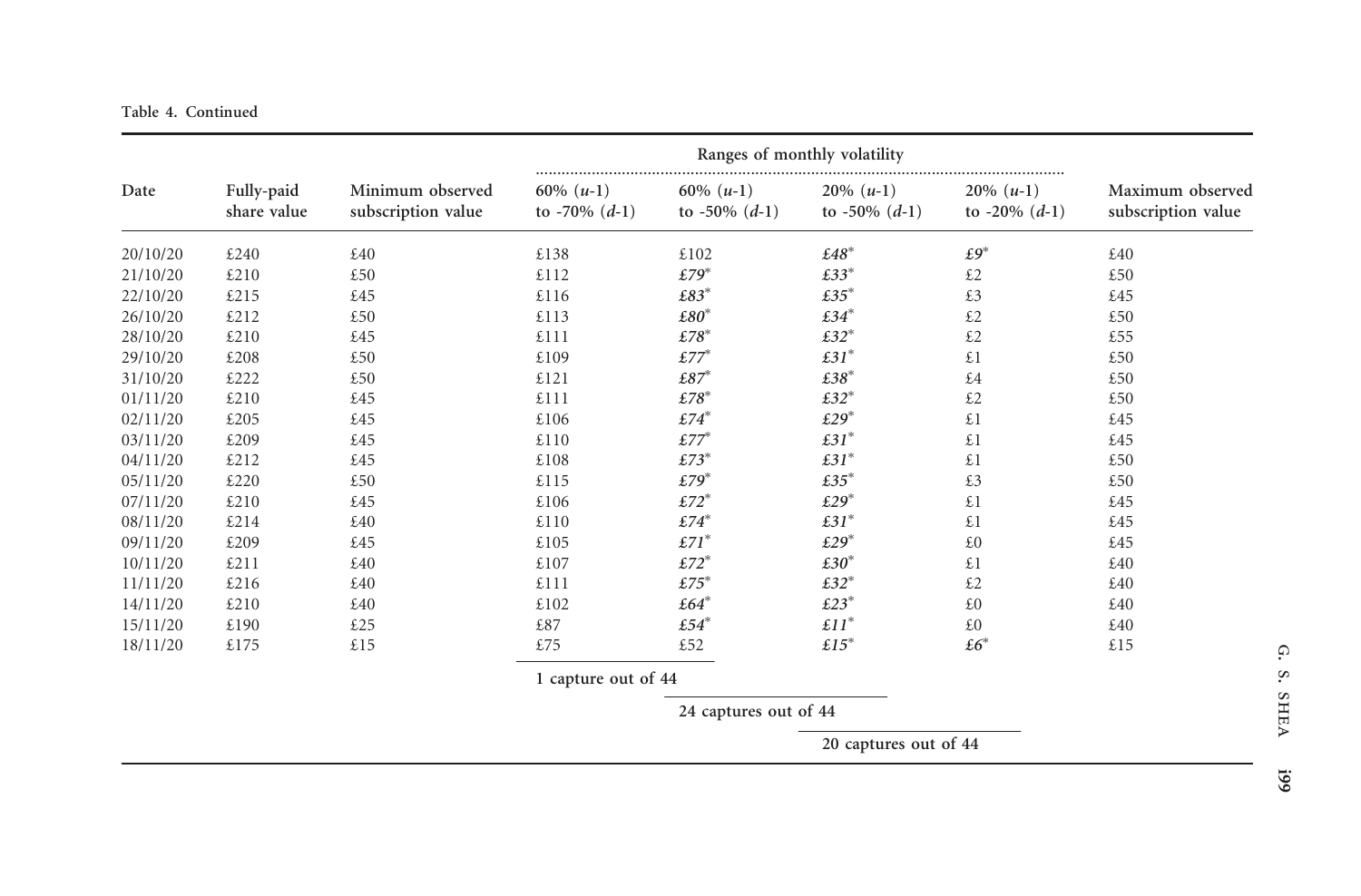Table 4. Continued

| Date | Fully-paid share value | Minimum observed subscription value | Ranges of monthly volatility | | | | Maximum observed subscription value |
|---|---|---|---|---|---|---|---|
| | | | 60% ($u$-1) to -70% ($d$-1) | 60% ($u$-1) to -50% ($d$-1) | 20% ($u$-1) to -50% ($d$-1) | 20% ($u$-1) to -20% ($d$-1) | |
| 20/10/20 | £240 | £40 | £138 | £102 | *£48** | *£9** | £40 |
| 21/10/20 | £210 | £50 | £112 | *£79** | *£33** | £2 | £50 |
| 22/10/20 | £215 | £45 | £116 | *£83** | *£35** | £3 | £45 |
| 26/10/20 | £212 | £50 | £113 | *£80** | *£34** | £2 | £50 |
| 28/10/20 | £210 | £45 | £111 | *£78** | *£32** | £2 | £55 |
| 29/10/20 | £208 | £50 | £109 | *£77** | *£31** | £1 | £50 |
| 31/10/20 | £222 | £50 | £121 | *£87** | *£38** | £4 | £50 |
| 01/11/20 | £210 | £45 | £111 | *£78** | *£32** | £2 | £50 |
| 02/11/20 | £205 | £45 | £106 | *£74** | *£29** | £1 | £45 |
| 03/11/20 | £209 | £45 | £110 | *£77** | *£31** | £1 | £45 |
| 04/11/20 | £212 | £45 | £108 | *£73** | *£31** | £1 | £50 |
| 05/11/20 | £220 | £50 | £115 | *£79** | *£35** | £3 | £50 |
| 07/11/20 | £210 | £45 | £106 | *£72** | *£29** | £1 | £45 |
| 08/11/20 | £214 | £40 | £110 | *£74** | *£31** | £1 | £45 |
| 09/11/20 | £209 | £45 | £105 | *£71** | *£29** | £0 | £45 |
| 10/11/20 | £211 | £40 | £107 | *£72** | *£30** | £1 | £40 |
| 11/11/20 | £216 | £40 | £111 | *£75** | *£32** | £2 | £40 |
| 14/11/20 | £210 | £40 | £102 | *£64** | *£23** | £0 | £40 |
| 15/11/20 | £190 | £25 | £87 | *£54** | *£11** | £0 | £40 |
| 18/11/20 | £175 | £15 | £75 | £52 | *£15** | *£6** | £15 |
| | | | 1 capture out of 44 | 24 captures out of 44 | 20 captures out of 44 | | |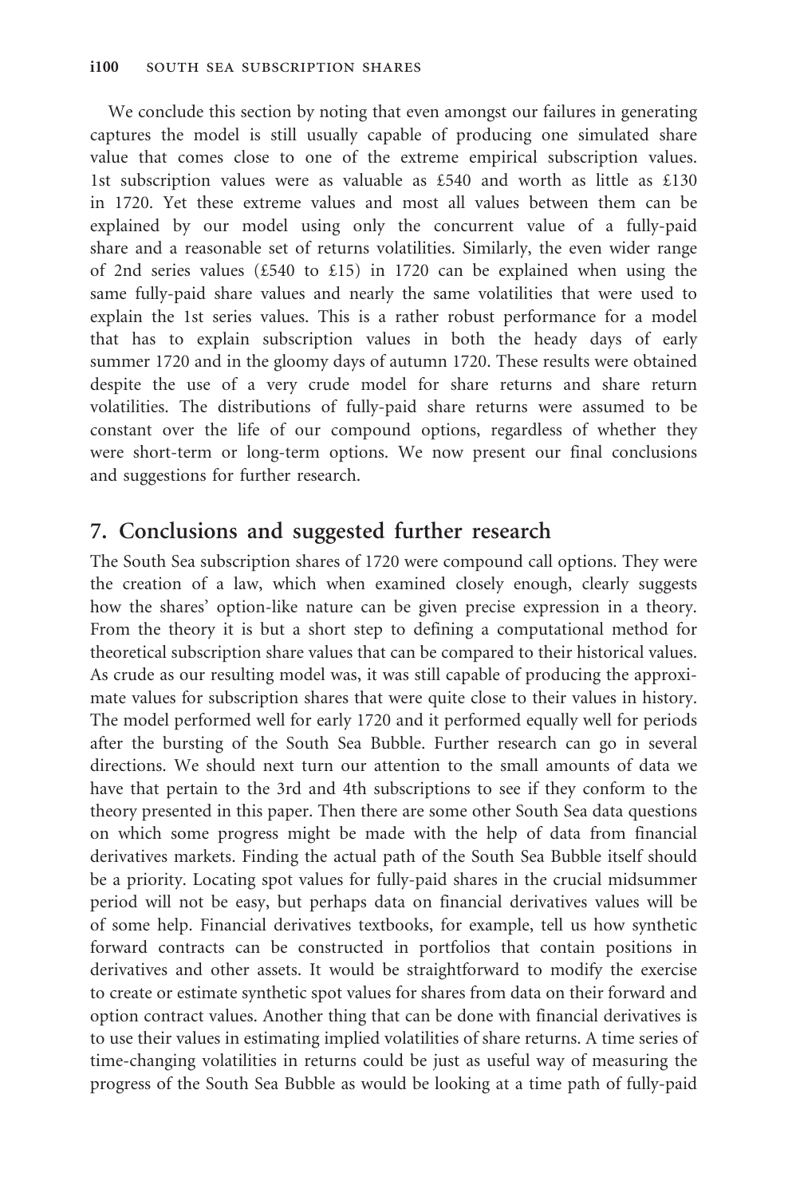We conclude this section by noting that even amongst our failures in generating captures the model is still usually capable of producing one simulated share value that comes close to one of the extreme empirical subscription values. 1st subscription values were as valuable as £540 and worth as little as £130 in 1720. Yet these extreme values and most all values between them can be explained by our model using only the concurrent value of a fully-paid share and a reasonable set of returns volatilities. Similarly, the even wider range of 2nd series values (£540 to £15) in 1720 can be explained when using the same fully-paid share values and nearly the same volatilities that were used to explain the 1st series values. This is a rather robust performance for a model that has to explain subscription values in both the heady days of early summer 1720 and in the gloomy days of autumn 1720. These results were obtained despite the use of a very crude model for share returns and share return volatilities. The distributions of fully-paid share returns were assumed to be constant over the life of our compound options, regardless of whether they were short-term or long-term options. We now present our final conclusions and suggestions for further research.

## 7. Conclusions and suggested further research

The South Sea subscription shares of 1720 were compound call options. They were the creation of a law, which when examined closely enough, clearly suggests how the shares' option-like nature can be given precise expression in a theory. From the theory it is but a short step to defining a computational method for theoretical subscription share values that can be compared to their historical values. As crude as our resulting model was, it was still capable of producing the approximate values for subscription shares that were quite close to their values in history. The model performed well for early 1720 and it performed equally well for periods after the bursting of the South Sea Bubble. Further research can go in several directions. We should next turn our attention to the small amounts of data we have that pertain to the 3rd and 4th subscriptions to see if they conform to the theory presented in this paper. Then there are some other South Sea data questions on which some progress might be made with the help of data from financial derivatives markets. Finding the actual path of the South Sea Bubble itself should be a priority. Locating spot values for fully-paid shares in the crucial midsummer period will not be easy, but perhaps data on financial derivatives values will be of some help. Financial derivatives textbooks, for example, tell us how synthetic forward contracts can be constructed in portfolios that contain positions in derivatives and other assets. It would be straightforward to modify the exercise to create or estimate synthetic spot values for shares from data on their forward and option contract values. Another thing that can be done with financial derivatives is to use their values in estimating implied volatilities of share returns. A time series of time-changing volatilities in returns could be just as useful way of measuring the progress of the South Sea Bubble as would be looking at a time path of fully-paid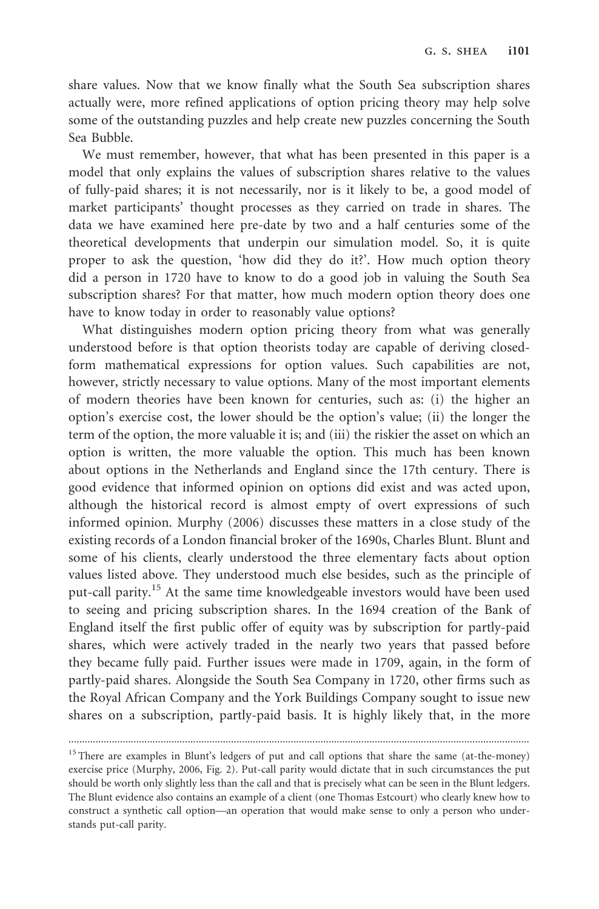share values. Now that we know finally what the South Sea subscription shares actually were, more refined applications of option pricing theory may help solve some of the outstanding puzzles and help create new puzzles concerning the South Sea Bubble.

We must remember, however, that what has been presented in this paper is a model that only explains the values of subscription shares relative to the values of fully-paid shares; it is not necessarily, nor is it likely to be, a good model of market participants' thought processes as they carried on trade in shares. The data we have examined here pre-date by two and a half centuries some of the theoretical developments that underpin our simulation model. So, it is quite proper to ask the question, 'how did they do it?'. How much option theory did a person in 1720 have to know to do a good job in valuing the South Sea subscription shares? For that matter, how much modern option theory does one have to know today in order to reasonably value options?

What distinguishes modern option pricing theory from what was generally understood before is that option theorists today are capable of deriving closed-form mathematical expressions for option values. Such capabilities are not, however, strictly necessary to value options. Many of the most important elements of modern theories have been known for centuries, such as: (i) the higher an option's exercise cost, the lower should be the option's value; (ii) the longer the term of the option, the more valuable it is; and (iii) the riskier the asset on which an option is written, the more valuable the option. This much has been known about options in the Netherlands and England since the 17th century. There is good evidence that informed opinion on options did exist and was acted upon, although the historical record is almost empty of overt expressions of such informed opinion. Murphy (2006) discusses these matters in a close study of the existing records of a London financial broker of the 1690s, Charles Blunt. Blunt and some of his clients, clearly understood the three elementary facts about option values listed above. They understood much else besides, such as the principle of put-call parity.[15] At the same time knowledgeable investors would have been used to seeing and pricing subscription shares. In the 1694 creation of the Bank of England itself the first public offer of equity was by subscription for partly-paid shares, which were actively traded in the nearly two years that passed before they became fully paid. Further issues were made in 1709, again, in the form of partly-paid shares. Alongside the South Sea Company in 1720, other firms such as the Royal African Company and the York Buildings Company sought to issue new shares on a subscription, partly-paid basis. It is highly likely that, in the more

---

[15] There are examples in Blunt's ledgers of put and call options that share the same (at-the-money) exercise price (Murphy, 2006, Fig. 2). Put-call parity would dictate that in such circumstances the put should be worth only slightly less than the call and that is precisely what can be seen in the Blunt ledgers. The Blunt evidence also contains an example of a client (one Thomas Estcourt) who clearly knew how to construct a synthetic call option—an operation that would make sense to only a person who understands put-call parity.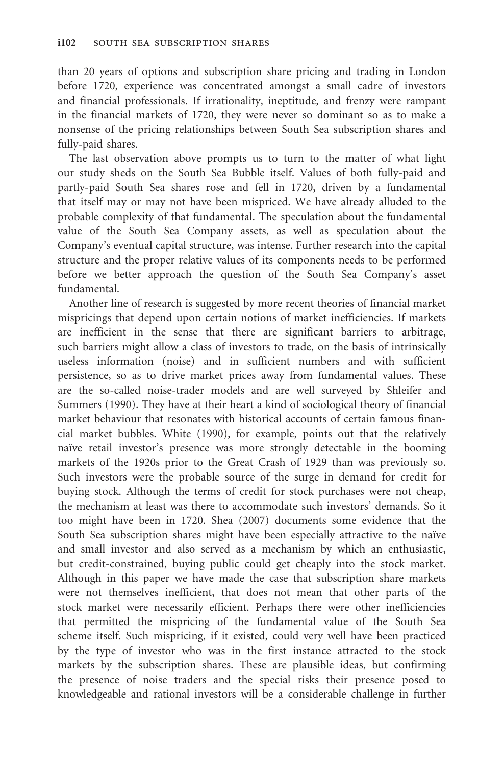than 20 years of options and subscription share pricing and trading in London before 1720, experience was concentrated amongst a small cadre of investors and financial professionals. If irrationality, ineptitude, and frenzy were rampant in the financial markets of 1720, they were never so dominant so as to make a nonsense of the pricing relationships between South Sea subscription shares and fully-paid shares.

The last observation above prompts us to turn to the matter of what light our study sheds on the South Sea Bubble itself. Values of both fully-paid and partly-paid South Sea shares rose and fell in 1720, driven by a fundamental that itself may or may not have been mispriced. We have already alluded to the probable complexity of that fundamental. The speculation about the fundamental value of the South Sea Company assets, as well as speculation about the Company's eventual capital structure, was intense. Further research into the capital structure and the proper relative values of its components needs to be performed before we better approach the question of the South Sea Company's asset fundamental.

Another line of research is suggested by more recent theories of financial market mispricings that depend upon certain notions of market inefficiencies. If markets are inefficient in the sense that there are significant barriers to arbitrage, such barriers might allow a class of investors to trade, on the basis of intrinsically useless information (noise) and in sufficient numbers and with sufficient persistence, so as to drive market prices away from fundamental values. These are the so-called noise-trader models and are well surveyed by Shleifer and Summers (1990). They have at their heart a kind of sociological theory of financial market behaviour that resonates with historical accounts of certain famous financial market bubbles. White (1990), for example, points out that the relatively naïve retail investor's presence was more strongly detectable in the booming markets of the 1920s prior to the Great Crash of 1929 than was previously so. Such investors were the probable source of the surge in demand for credit for buying stock. Although the terms of credit for stock purchases were not cheap, the mechanism at least was there to accommodate such investors' demands. So it too might have been in 1720. Shea (2007) documents some evidence that the South Sea subscription shares might have been especially attractive to the naïve and small investor and also served as a mechanism by which an enthusiastic, but credit-constrained, buying public could get cheaply into the stock market. Although in this paper we have made the case that subscription share markets were not themselves inefficient, that does not mean that other parts of the stock market were necessarily efficient. Perhaps there were other inefficiencies that permitted the mispricing of the fundamental value of the South Sea scheme itself. Such mispricing, if it existed, could very well have been practiced by the type of investor who was in the first instance attracted to the stock markets by the subscription shares. These are plausible ideas, but confirming the presence of noise traders and the special risks their presence posed to knowledgeable and rational investors will be a considerable challenge in further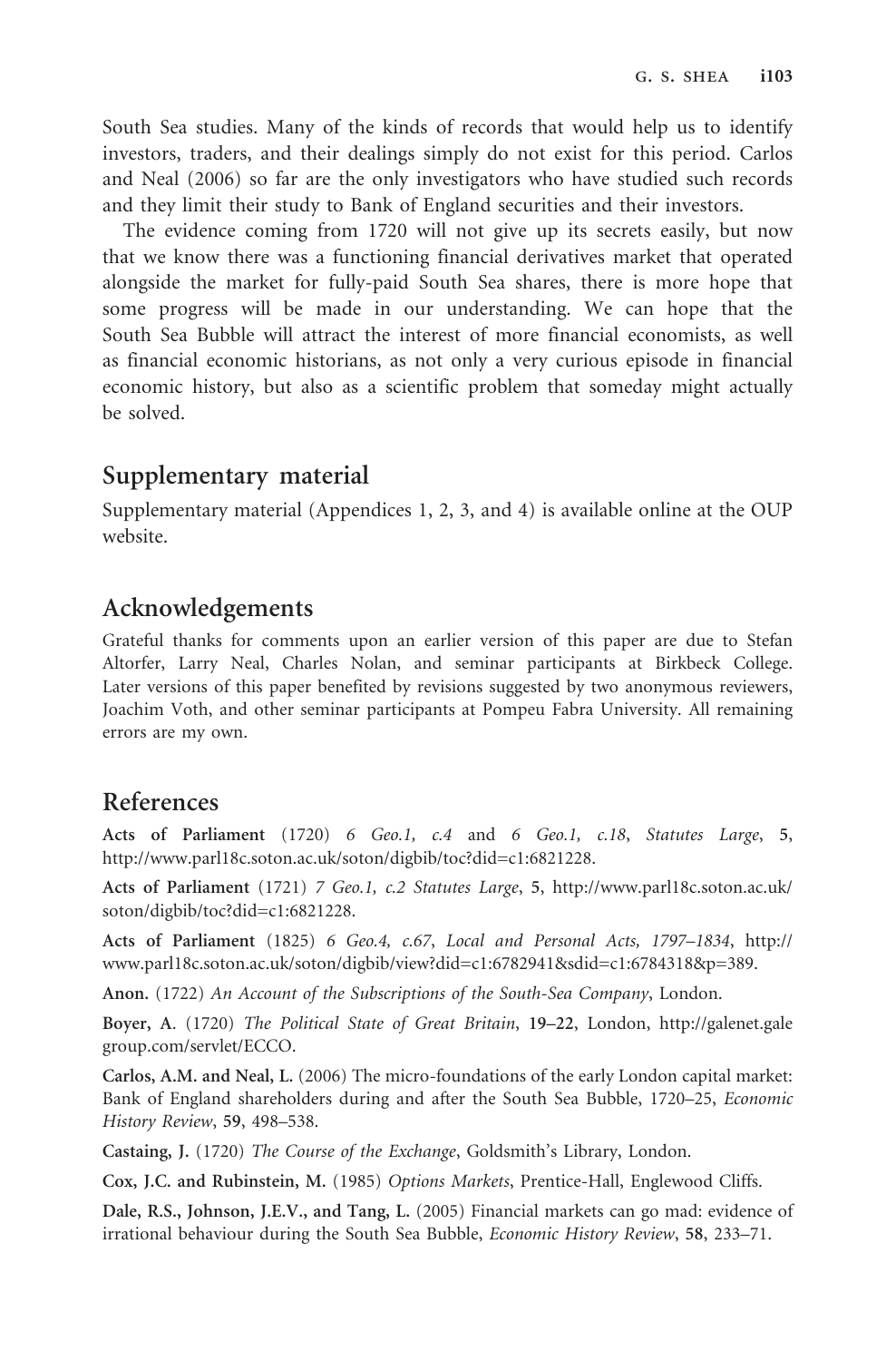South Sea studies. Many of the kinds of records that would help us to identify investors, traders, and their dealings simply do not exist for this period. Carlos and Neal (2006) so far are the only investigators who have studied such records and they limit their study to Bank of England securities and their investors.

The evidence coming from 1720 will not give up its secrets easily, but now that we know there was a functioning financial derivatives market that operated alongside the market for fully-paid South Sea shares, there is more hope that some progress will be made in our understanding. We can hope that the South Sea Bubble will attract the interest of more financial economists, as well as financial economic historians, as not only a very curious episode in financial economic history, but also as a scientific problem that someday might actually be solved.

## Supplementary material

Supplementary material (Appendices 1, 2, 3, and 4) is available online at the OUP website.

## Acknowledgements

Grateful thanks for comments upon an earlier version of this paper are due to Stefan Altorfer, Larry Neal, Charles Nolan, and seminar participants at Birkbeck College. Later versions of this paper benefited by revisions suggested by two anonymous reviewers, Joachim Voth, and other seminar participants at Pompeu Fabra University. All remaining errors are my own.

## References

**Acts of Parliament** (1720) *6 Geo.1, c.4* and *6 Geo.1, c.18*, *Statutes Large*, **5**, http://www.parl18c.soton.ac.uk/soton/digbib/toc?did=c1:6821228.

**Acts of Parliament** (1721) *7 Geo.1, c.2 Statutes Large*, **5**, http://www.parl18c.soton.ac.uk/soton/digbib/toc?did=c1:6821228.

**Acts of Parliament** (1825) *6 Geo.4, c.67*, *Local and Personal Acts, 1797–1834*, http://www.parl18c.soton.ac.uk/soton/digbib/view?did=c1:6782941&sdid=c1:6784318&p=389.

**Anon.** (1722) *An Account of the Subscriptions of the South-Sea Company*, London.

**Boyer, A.** (1720) *The Political State of Great Britain*, **19–22**, London, http://galenet.galegroup.com/servlet/ECCO.

**Carlos, A.M. and Neal, L.** (2006) The micro-foundations of the early London capital market: Bank of England shareholders during and after the South Sea Bubble, 1720–25, *Economic History Review*, **59**, 498–538.

**Castaing, J.** (1720) *The Course of the Exchange*, Goldsmith's Library, London.

**Cox, J.C. and Rubinstein, M.** (1985) *Options Markets*, Prentice-Hall, Englewood Cliffs.

**Dale, R.S., Johnson, J.E.V., and Tang, L.** (2005) Financial markets can go mad: evidence of irrational behaviour during the South Sea Bubble, *Economic History Review*, **58**, 233–71.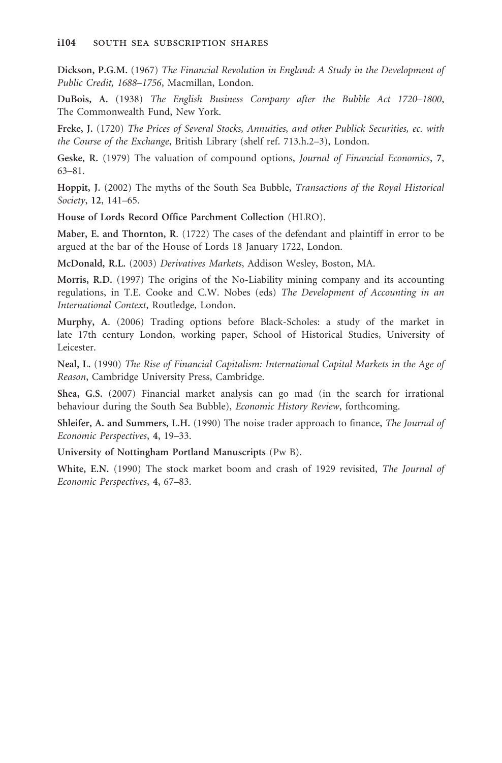**Dickson, P.G.M.** (1967) *The Financial Revolution in England: A Study in the Development of Public Credit, 1688–1756*, Macmillan, London.

**DuBois, A.** (1938) *The English Business Company after the Bubble Act 1720–1800*, The Commonwealth Fund, New York.

**Freke, J.** (1720) *The Prices of Several Stocks, Annuities, and other Publick Securities, ec. with the Course of the Exchange*, British Library (shelf ref. 713.h.2–3), London.

**Geske, R.** (1979) The valuation of compound options, *Journal of Financial Economics*, **7**, 63–81.

**Hoppit, J.** (2002) The myths of the South Sea Bubble, *Transactions of the Royal Historical Society*, **12**, 141–65.

**House of Lords Record Office Parchment Collection** (HLRO).

**Maber, E. and Thornton, R.** (1722) The cases of the defendant and plaintiff in error to be argued at the bar of the House of Lords 18 January 1722, London.

**McDonald, R.L.** (2003) *Derivatives Markets*, Addison Wesley, Boston, MA.

**Morris, R.D.** (1997) The origins of the No-Liability mining company and its accounting regulations, in T.E. Cooke and C.W. Nobes (eds) *The Development of Accounting in an International Context*, Routledge, London.

**Murphy, A**. (2006) Trading options before Black-Scholes: a study of the market in late 17th century London, working paper, School of Historical Studies, University of Leicester.

**Neal, L.** (1990) *The Rise of Financial Capitalism: International Capital Markets in the Age of Reason*, Cambridge University Press, Cambridge.

**Shea, G.S.** (2007) Financial market analysis can go mad (in the search for irrational behaviour during the South Sea Bubble), *Economic History Review*, forthcoming.

**Shleifer, A. and Summers, L.H.** (1990) The noise trader approach to finance, *The Journal of Economic Perspectives*, **4**, 19–33.

**University of Nottingham Portland Manuscripts** (Pw B).

**White, E.N.** (1990) The stock market boom and crash of 1929 revisited, *The Journal of Economic Perspectives*, **4**, 67–83.